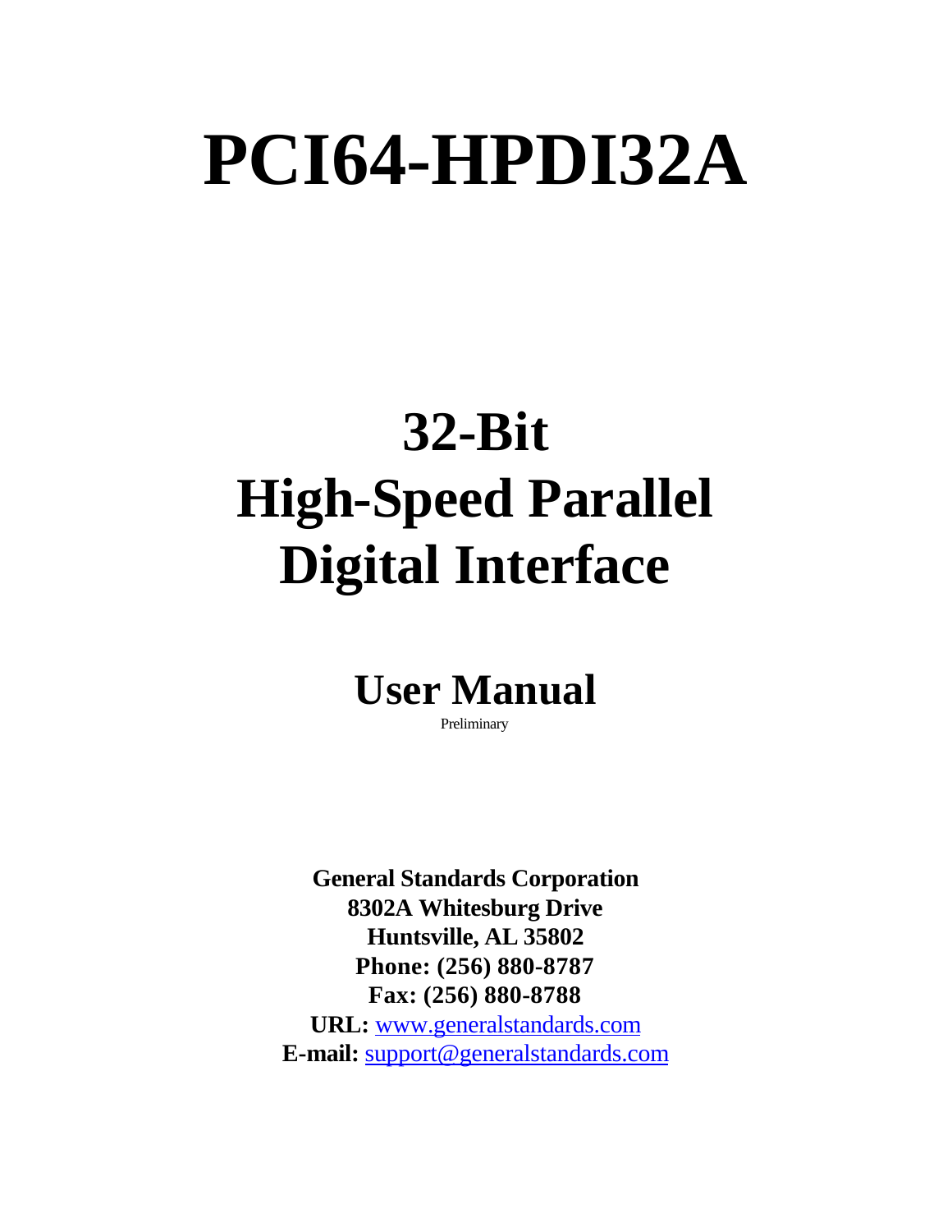# PCI64-HPDI32A

# 32-Bit High-Speed Parallel Digital Interface

## User Manual

Preliminary

**General Standards Corporation**
**8302A Whitesburg Drive**
**Huntsville, AL 35802**
**Phone: (256) 880-8787**
**Fax: (256) 880-8788**
**URL:** www.generalstandards.com
**E-mail:** support@generalstandards.com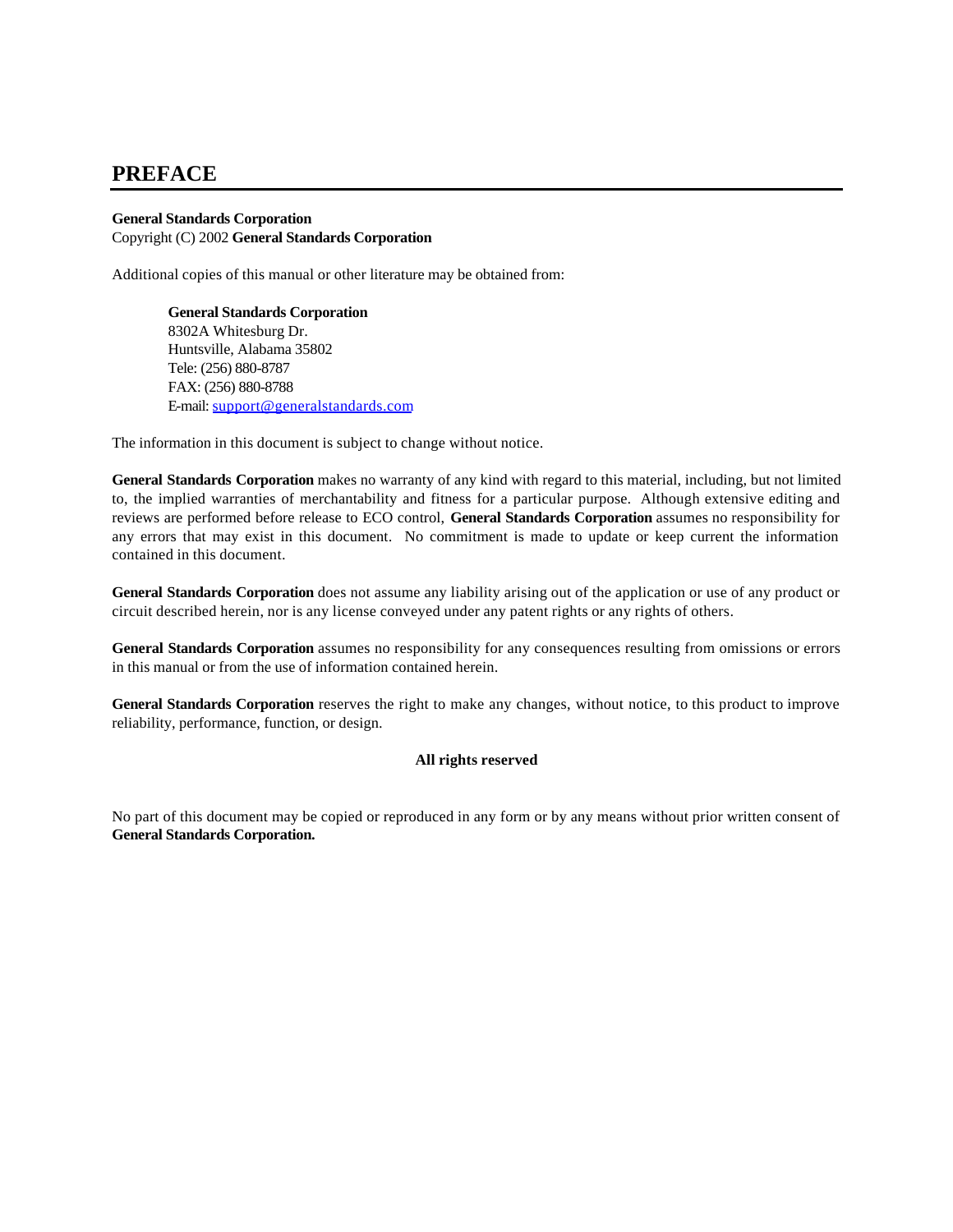# PREFACE

**General Standards Corporation**
Copyright (C) 2002 **General Standards Corporation**

Additional copies of this manual or other literature may be obtained from:

> **General Standards Corporation**
> 8302A Whitesburg Dr.
> Huntsville, Alabama 35802
> Tele: (256) 880-8787
> FAX: (256) 880-8788
> E-mail: support@generalstandards.com

The information in this document is subject to change without notice.

**General Standards Corporation** makes no warranty of any kind with regard to this material, including, but not limited to, the implied warranties of merchantability and fitness for a particular purpose. Although extensive editing and reviews are performed before release to ECO control, **General Standards Corporation** assumes no responsibility for any errors that may exist in this document. No commitment is made to update or keep current the information contained in this document.

**General Standards Corporation** does not assume any liability arising out of the application or use of any product or circuit described herein, nor is any license conveyed under any patent rights or any rights of others.

**General Standards Corporation** assumes no responsibility for any consequences resulting from omissions or errors in this manual or from the use of information contained herein.

**General Standards Corporation** reserves the right to make any changes, without notice, to this product to improve reliability, performance, function, or design.

**All rights reserved**

No part of this document may be copied or reproduced in any form or by any means without prior written consent of **General Standards Corporation.**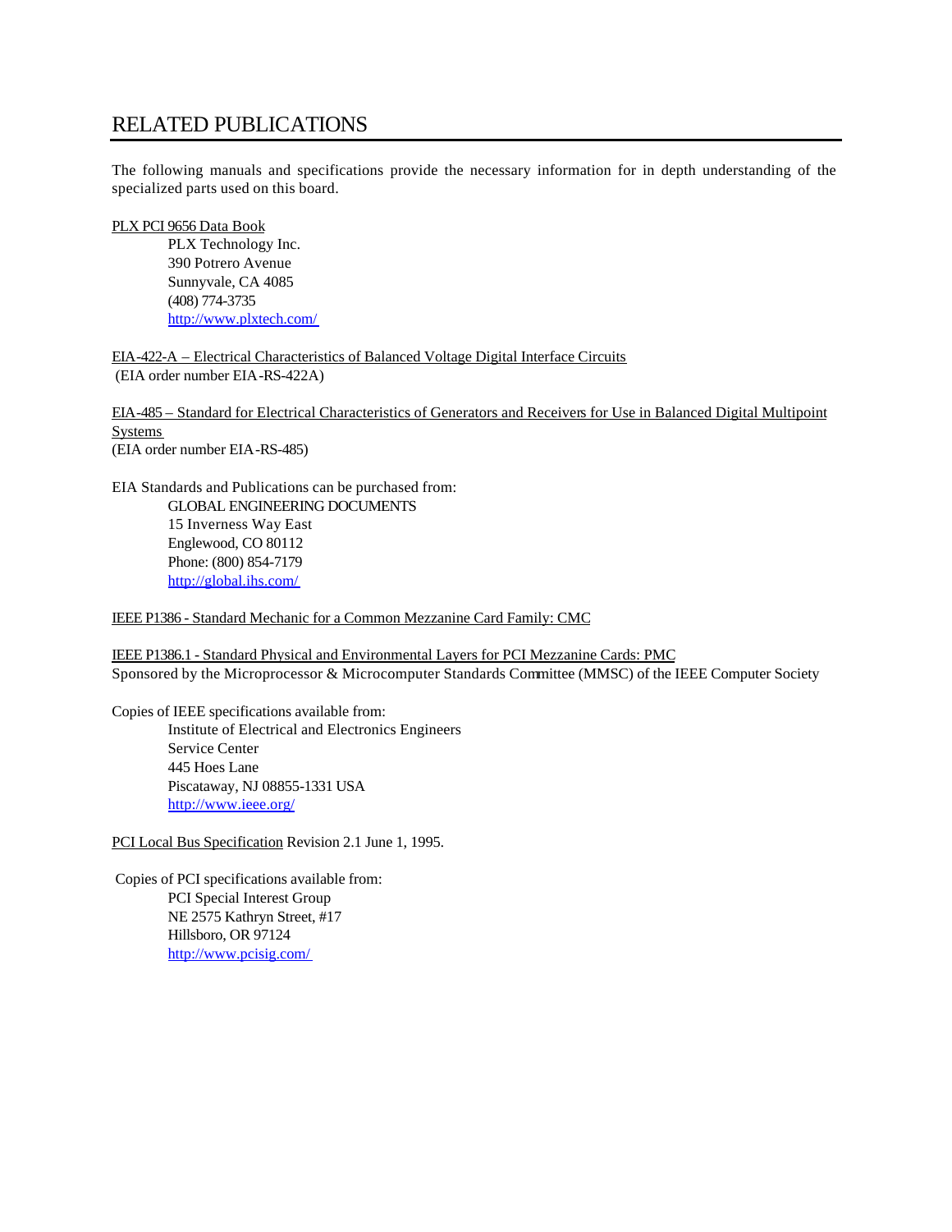# RELATED PUBLICATIONS

The following manuals and specifications provide the necessary information for in depth understanding of the specialized parts used on this board.

PLX PCI 9656 Data Book
PLX Technology Inc.
390 Potrero Avenue
Sunnyvale, CA 4085
(408) 774-3735
http://www.plxtech.com/

EIA-422-A – Electrical Characteristics of Balanced Voltage Digital Interface Circuits
(EIA order number EIA-RS-422A)

EIA-485 – Standard for Electrical Characteristics of Generators and Receivers for Use in Balanced Digital Multipoint Systems
(EIA order number EIA-RS-485)

EIA Standards and Publications can be purchased from:
GLOBAL ENGINEERING DOCUMENTS
15 Inverness Way East
Englewood, CO 80112
Phone: (800) 854-7179
http://global.ihs.com/

IEEE P1386 - Standard Mechanic for a Common Mezzanine Card Family: CMC

IEEE P1386.1 - Standard Physical and Environmental Layers for PCI Mezzanine Cards: PMC
Sponsored by the Microprocessor & Microcomputer Standards Committee (MMSC) of the IEEE Computer Society

Copies of IEEE specifications available from:
Institute of Electrical and Electronics Engineers
Service Center
445 Hoes Lane
Piscataway, NJ 08855-1331 USA
http://www.ieee.org/

PCI Local Bus Specification Revision 2.1 June 1, 1995.

Copies of PCI specifications available from:
PCI Special Interest Group
NE 2575 Kathryn Street, #17
Hillsboro, OR 97124
http://www.pcisig.com/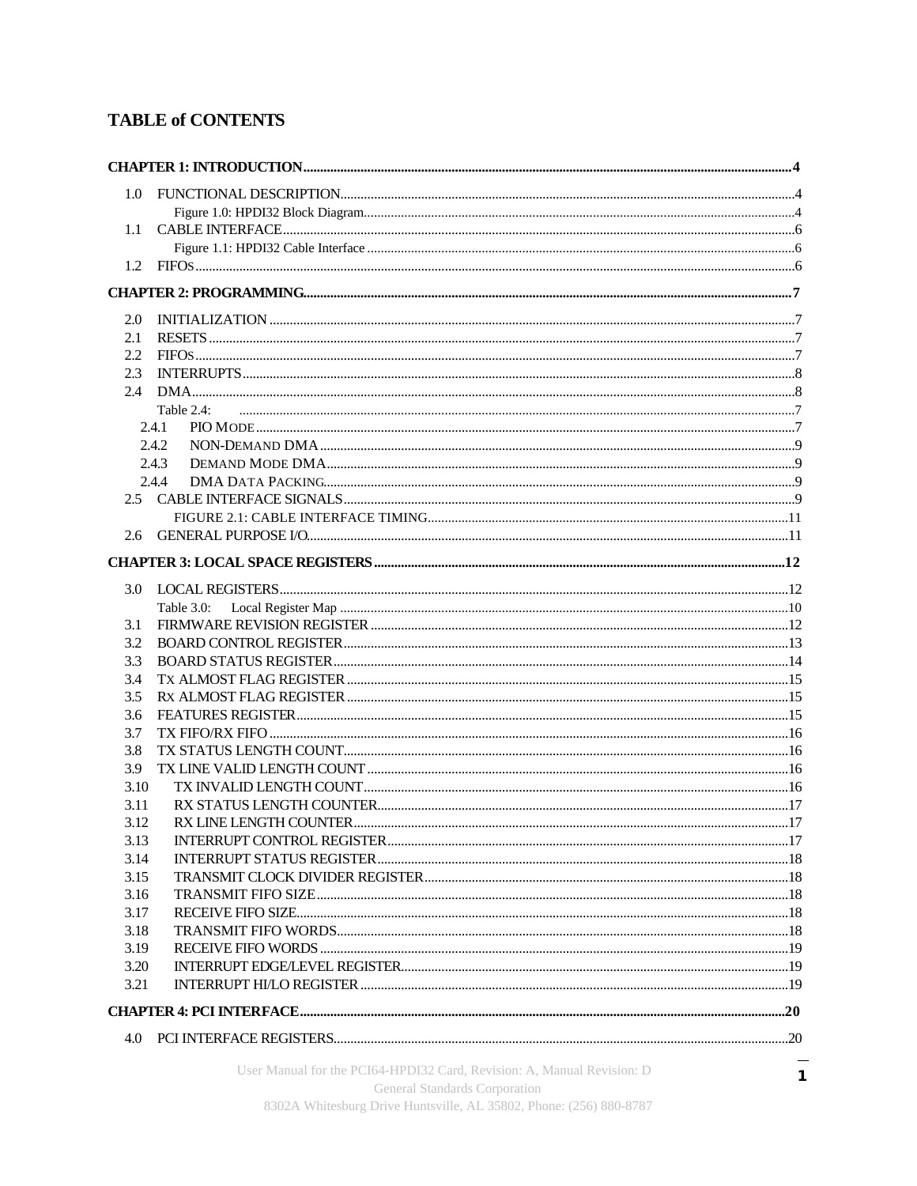# TABLE of CONTENTS

**CHAPTER 1: INTRODUCTION** .......... **4**

- 1.0 FUNCTIONAL DESCRIPTION .......... 4
  - Figure 1.0: HPDI32 Block Diagram .......... 4
- 1.1 CABLE INTERFACE .......... 6
  - Figure 1.1: HPDI32 Cable Interface .......... 6
- 1.2 FIFOS .......... 6

**CHAPTER 2: PROGRAMMING** .......... **7**

- 2.0 INITIALIZATION .......... 7
- 2.1 RESETS .......... 7
- 2.2 FIFOS .......... 7
- 2.3 INTERRUPTS .......... 8
- 2.4 DMA .......... 8
  - Table 2.4: .......... 7
  - 2.4.1 PIO MODE .......... 7
  - 2.4.2 NON-DEMAND DMA .......... 9
  - 2.4.3 DEMAND MODE DMA .......... 9
  - 2.4.4 DMA DATA PACKING .......... 9
- 2.5 CABLE INTERFACE SIGNALS .......... 9
  - FIGURE 2.1: CABLE INTERFACE TIMING .......... 11
- 2.6 GENERAL PURPOSE I/O .......... 11

**CHAPTER 3: LOCAL SPACE REGISTERS** .......... **12**

- 3.0 LOCAL REGISTERS .......... 12
  - Table 3.0: Local Register Map .......... 10
- 3.1 FIRMWARE REVISION REGISTER .......... 12
- 3.2 BOARD CONTROL REGISTER .......... 13
- 3.3 BOARD STATUS REGISTER .......... 14
- 3.4 TX ALMOST FLAG REGISTER .......... 15
- 3.5 RX ALMOST FLAG REGISTER .......... 15
- 3.6 FEATURES REGISTER .......... 15
- 3.7 TX FIFO/RX FIFO .......... 16
- 3.8 TX STATUS LENGTH COUNT .......... 16
- 3.9 TX LINE VALID LENGTH COUNT .......... 16
- 3.10 TX INVALID LENGTH COUNT .......... 16
- 3.11 RX STATUS LENGTH COUNTER .......... 17
- 3.12 RX LINE LENGTH COUNTER .......... 17
- 3.13 INTERRUPT CONTROL REGISTER .......... 17
- 3.14 INTERRUPT STATUS REGISTER .......... 18
- 3.15 TRANSMIT CLOCK DIVIDER REGISTER .......... 18
- 3.16 TRANSMIT FIFO SIZE .......... 18
- 3.17 RECEIVE FIFO SIZE .......... 18
- 3.18 TRANSMIT FIFO WORDS .......... 18
- 3.19 RECEIVE FIFO WORDS .......... 19
- 3.20 INTERRUPT EDGE/LEVEL REGISTER .......... 19
- 3.21 INTERRUPT HI/LO REGISTER .......... 19

**CHAPTER 4: PCI INTERFACE** .......... **20**

- 4.0 PCI INTERFACE REGISTERS .......... 20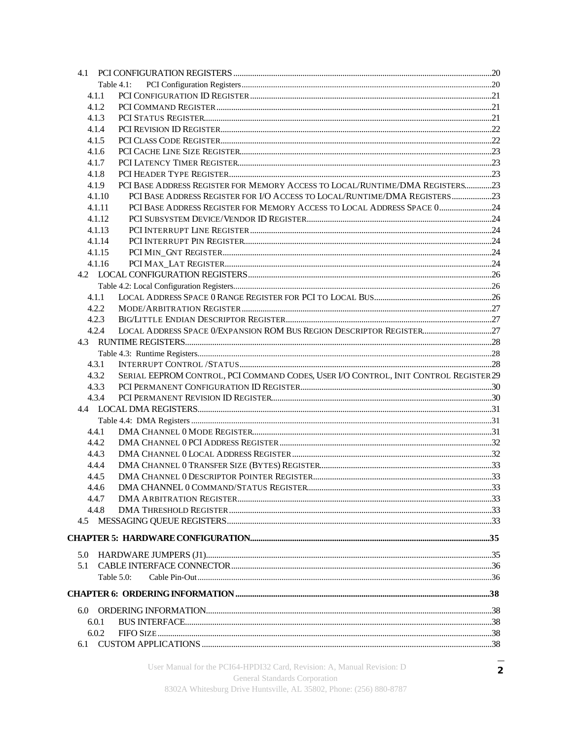4.1 PCI CONFIGURATION REGISTERS ....................................................................................20
Table 4.1: PCI Configuration Registers ....................................................................................20
4.1.1 PCI CONFIGURATION ID REGISTER ....................................................................................21
4.1.2 PCI COMMAND REGISTER ....................................................................................21
4.1.3 PCI STATUS REGISTER ....................................................................................21
4.1.4 PCI REVISION ID REGISTER ....................................................................................22
4.1.5 PCI CLASS CODE REGISTER ....................................................................................22
4.1.6 PCI CACHE LINE SIZE REGISTER ....................................................................................23
4.1.7 PCI LATENCY TIMER REGISTER ....................................................................................23
4.1.8 PCI HEADER TYPE REGISTER ....................................................................................23
4.1.9 PCI BASE ADDRESS REGISTER FOR MEMORY ACCESS TO LOCAL/RUNTIME/DMA REGISTERS ............23
4.1.10 PCI BASE ADDRESS REGISTER FOR I/O ACCESS TO LOCAL/RUNTIME/DMA REGISTERS ..................23
4.1.11 PCI BASE ADDRESS REGISTER FOR MEMORY ACCESS TO LOCAL ADDRESS SPACE 0 ........................24
4.1.12 PCI SUBSYSTEM DEVICE/VENDOR ID REGISTER ....................................................................................24
4.1.13 PCI INTERRUPT LINE REGISTER ....................................................................................24
4.1.14 PCI INTERRUPT PIN REGISTER ....................................................................................24
4.1.15 PCI MIN_GNT REGISTER ....................................................................................24
4.1.16 PCI MAX_LAT REGISTER ....................................................................................24
4.2 LOCAL CONFIGURATION REGISTERS ....................................................................................26
Table 4.2: Local Configuration Registers ....................................................................................26
4.1.1 LOCAL ADDRESS SPACE 0 RANGE REGISTER FOR PCI TO LOCAL BUS ....................................................................................26
4.2.2 MODE/ARBITRATION REGISTER ....................................................................................27
4.2.3 BIG/LITTLE ENDIAN DESCRIPTOR REGISTER ....................................................................................27
4.2.4 LOCAL ADDRESS SPACE 0/EXPANSION ROM BUS REGION DESCRIPTOR REGISTER ....................................................................................27
4.3 RUNTIME REGISTERS ....................................................................................28
Table 4.3: Runtime Registers ....................................................................................28
4.3.1 INTERRUPT CONTROL /STATUS ....................................................................................28
4.3.2 SERIAL EEPROM CONTROL, PCI COMMAND CODES, USER I/O CONTROL, INIT CONTROL REGISTER 29
4.3.3 PCI PERMANENT CONFIGURATION ID REGISTER ....................................................................................30
4.3.4 PCI PERMANENT REVISION ID REGISTER ....................................................................................30
4.4 LOCAL DMA REGISTERS ....................................................................................31
Table 4.4: DMA Registers ....................................................................................31
4.4.1 DMA CHANNEL 0 MODE REGISTER ....................................................................................31
4.4.2 DMA CHANNEL 0 PCI ADDRESS REGISTER ....................................................................................32
4.4.3 DMA CHANNEL 0 LOCAL ADDRESS REGISTER ....................................................................................32
4.4.4 DMA CHANNEL 0 TRANSFER SIZE (BYTES) REGISTER ....................................................................................33
4.4.5 DMA CHANNEL 0 DESCRIPTOR POINTER REGISTER ....................................................................................33
4.4.6 DMA CHANNEL 0 COMMAND/STATUS REGISTER ....................................................................................33
4.4.7 DMA ARBITRATION REGISTER ....................................................................................33
4.4.8 DMA THRESHOLD REGISTER ....................................................................................33
4.5 MESSAGING QUEUE REGISTERS ....................................................................................33

**CHAPTER 5: HARDWARE CONFIGURATION ....................................................................................35**

5.0 HARDWARE JUMPERS (J1) ....................................................................................35
5.1 CABLE INTERFACE CONNECTOR ....................................................................................36
Table 5.0: Cable Pin-Out ....................................................................................36

**CHAPTER 6: ORDERING INFORMATION ....................................................................................38**

6.0 ORDERING INFORMATION ....................................................................................38
6.0.1 BUS INTERFACE ....................................................................................38
6.0.2 FIFO SIZE ....................................................................................38
6.1 CUSTOM APPLICATIONS ....................................................................................38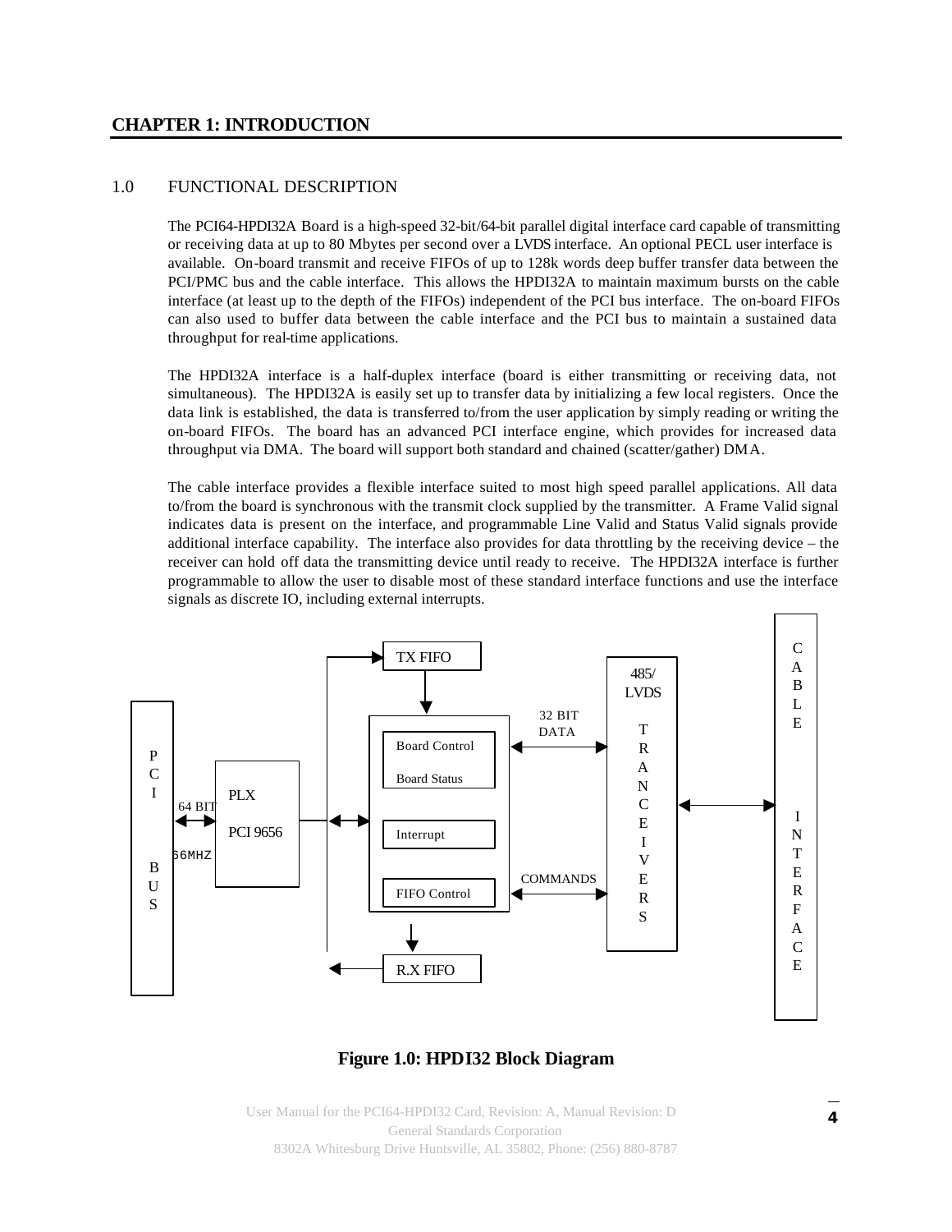# CHAPTER 1: INTRODUCTION

## 1.0 FUNCTIONAL DESCRIPTION

The PCI64-HPDI32A Board is a high-speed 32-bit/64-bit parallel digital interface card capable of transmitting or receiving data at up to 80 Mbytes per second over a LVDS interface. An optional PECL user interface is available. On-board transmit and receive FIFOs of up to 128k words deep buffer transfer data between the PCI/PMC bus and the cable interface. This allows the HPDI32A to maintain maximum bursts on the cable interface (at least up to the depth of the FIFOs) independent of the PCI bus interface. The on-board FIFOs can also used to buffer data between the cable interface and the PCI bus to maintain a sustained data throughput for real-time applications.

The HPDI32A interface is a half-duplex interface (board is either transmitting or receiving data, not simultaneous). The HPDI32A is easily set up to transfer data by initializing a few local registers. Once the data link is established, the data is transferred to/from the user application by simply reading or writing the on-board FIFOs. The board has an advanced PCI interface engine, which provides for increased data throughput via DMA. The board will support both standard and chained (scatter/gather) DMA.

The cable interface provides a flexible interface suited to most high speed parallel applications. All data to/from the board is synchronous with the transmit clock supplied by the transmitter. A Frame Valid signal indicates data is present on the interface, and programmable Line Valid and Status Valid signals provide additional interface capability. The interface also provides for data throttling by the receiving device – the receiver can hold off data the transmitting device until ready to receive. The HPDI32A interface is further programmable to allow the user to disable most of these standard interface functions and use the interface signals as discrete IO, including external interrupts.

PCI BUS | 64 BIT 66MHZ | PLX PCI 9656 | TX FIFO | Board Control | Board Status | Interrupt | FIFO Control | R.X FIFO | 32 BIT DATA | COMMANDS | 485/ LVDS TRANCEIVERS | CABLE INTERFACE

**Figure 1.0: HPDI32 Block Diagram**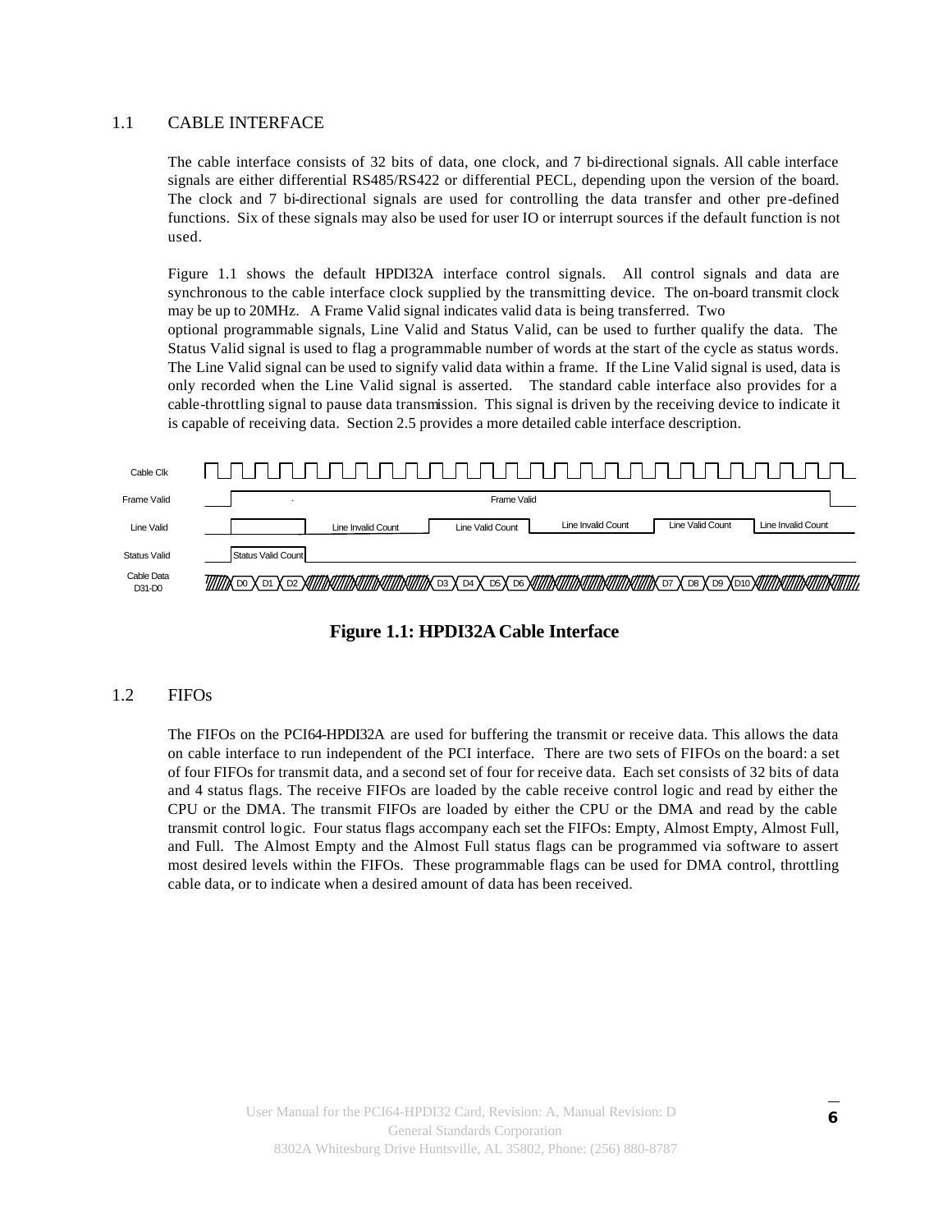## 1.1 CABLE INTERFACE

The cable interface consists of 32 bits of data, one clock, and 7 bi-directional signals. All cable interface signals are either differential RS485/RS422 or differential PECL, depending upon the version of the board. The clock and 7 bi-directional signals are used for controlling the data transfer and other pre-defined functions. Six of these signals may also be used for user IO or interrupt sources if the default function is not used.

Figure 1.1 shows the default HPDI32A interface control signals. All control signals and data are synchronous to the cable interface clock supplied by the transmitting device. The on-board transmit clock may be up to 20MHz. A Frame Valid signal indicates valid data is being transferred. Two optional programmable signals, Line Valid and Status Valid, can be used to further qualify the data. The Status Valid signal is used to flag a programmable number of words at the start of the cycle as status words. The Line Valid signal can be used to signify valid data within a frame. If the Line Valid signal is used, data is only recorded when the Line Valid signal is asserted. The standard cable interface also provides for a cable-throttling signal to pause data transmission. This signal is driven by the receiving device to indicate it is capable of receiving data. Section 2.5 provides a more detailed cable interface description.

Cable Clk

Frame Valid — Frame Valid

Line Valid — Line Invalid Count — Line Valid Count — Line Invalid Count — Line Valid Count — Line Invalid Count

Status Valid — Status Valid Count

Cable Data D31-D0 — D0 D1 D2 — D3 D4 D5 D6 — D7 D8 D9 D10

**Figure 1.1: HPDI32A Cable Interface**

## 1.2 FIFOs

The FIFOs on the PCI64-HPDI32A are used for buffering the transmit or receive data. This allows the data on cable interface to run independent of the PCI interface. There are two sets of FIFOs on the board: a set of four FIFOs for transmit data, and a second set of four for receive data. Each set consists of 32 bits of data and 4 status flags. The receive FIFOs are loaded by the cable receive control logic and read by either the CPU or the DMA. The transmit FIFOs are loaded by either the CPU or the DMA and read by the cable transmit control logic. Four status flags accompany each set the FIFOs: Empty, Almost Empty, Almost Full, and Full. The Almost Empty and the Almost Full status flags can be programmed via software to assert most desired levels within the FIFOs. These programmable flags can be used for DMA control, throttling cable data, or to indicate when a desired amount of data has been received.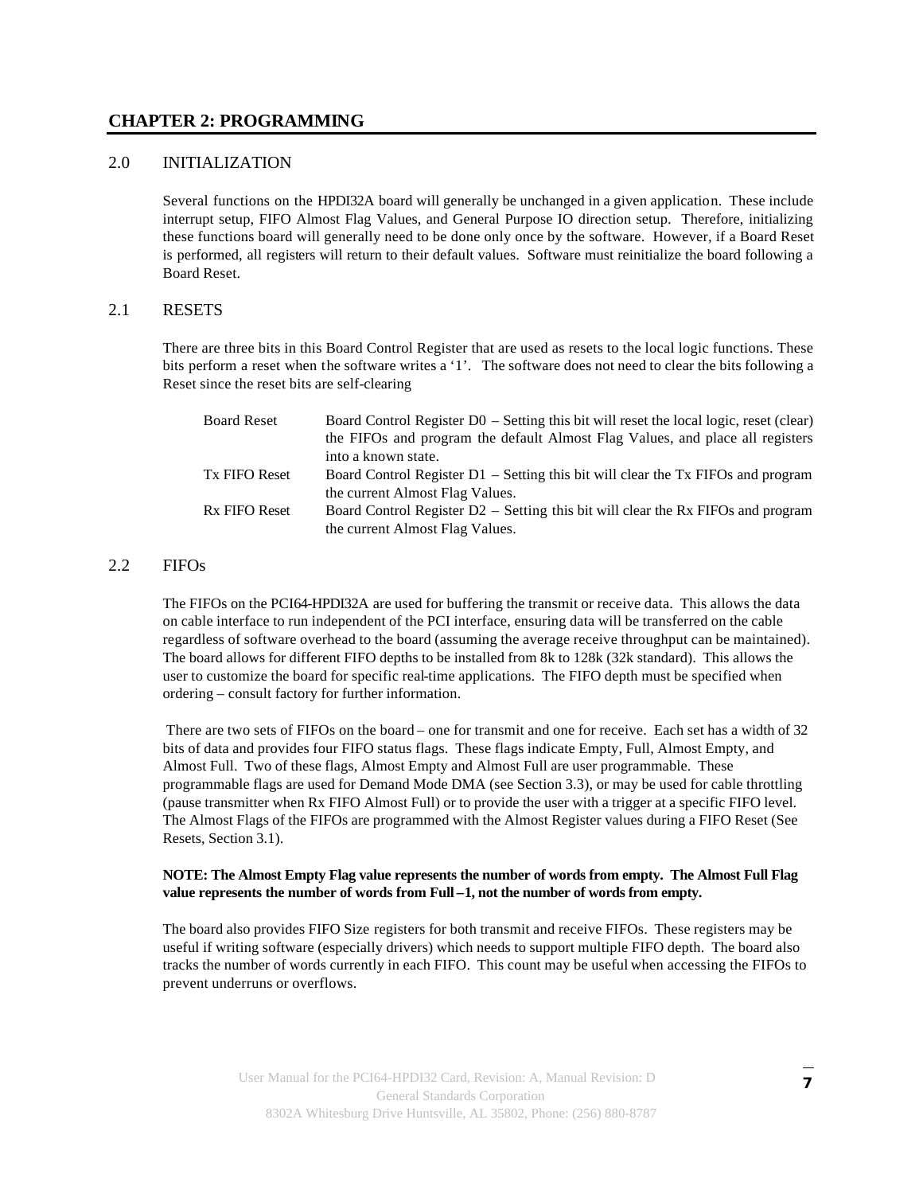# CHAPTER 2: PROGRAMMING

## 2.0 INITIALIZATION

Several functions on the HPDI32A board will generally be unchanged in a given application. These include interrupt setup, FIFO Almost Flag Values, and General Purpose IO direction setup. Therefore, initializing these functions board will generally need to be done only once by the software. However, if a Board Reset is performed, all registers will return to their default values. Software must reinitialize the board following a Board Reset.

## 2.1 RESETS

There are three bits in this Board Control Register that are used as resets to the local logic functions. These bits perform a reset when the software writes a '1'. The software does not need to clear the bits following a Reset since the reset bits are self-clearing

| | |
|---|---|
| Board Reset | Board Control Register D0 – Setting this bit will reset the local logic, reset (clear) the FIFOs and program the default Almost Flag Values, and place all registers into a known state. |
| Tx FIFO Reset | Board Control Register D1 – Setting this bit will clear the Tx FIFOs and program the current Almost Flag Values. |
| Rx FIFO Reset | Board Control Register D2 – Setting this bit will clear the Rx FIFOs and program the current Almost Flag Values. |

## 2.2 FIFOs

The FIFOs on the PCI64-HPDI32A are used for buffering the transmit or receive data. This allows the data on cable interface to run independent of the PCI interface, ensuring data will be transferred on the cable regardless of software overhead to the board (assuming the average receive throughput can be maintained). The board allows for different FIFO depths to be installed from 8k to 128k (32k standard). This allows the user to customize the board for specific real-time applications. The FIFO depth must be specified when ordering – consult factory for further information.

There are two sets of FIFOs on the board – one for transmit and one for receive. Each set has a width of 32 bits of data and provides four FIFO status flags. These flags indicate Empty, Full, Almost Empty, and Almost Full. Two of these flags, Almost Empty and Almost Full are user programmable. These programmable flags are used for Demand Mode DMA (see Section 3.3), or may be used for cable throttling (pause transmitter when Rx FIFO Almost Full) or to provide the user with a trigger at a specific FIFO level. The Almost Flags of the FIFOs are programmed with the Almost Register values during a FIFO Reset (See Resets, Section 3.1).

**NOTE: The Almost Empty Flag value represents the number of words from empty. The Almost Full Flag value represents the number of words from Full –1, not the number of words from empty.**

The board also provides FIFO Size registers for both transmit and receive FIFOs. These registers may be useful if writing software (especially drivers) which needs to support multiple FIFO depth. The board also tracks the number of words currently in each FIFO. This count may be useful when accessing the FIFOs to prevent underruns or overflows.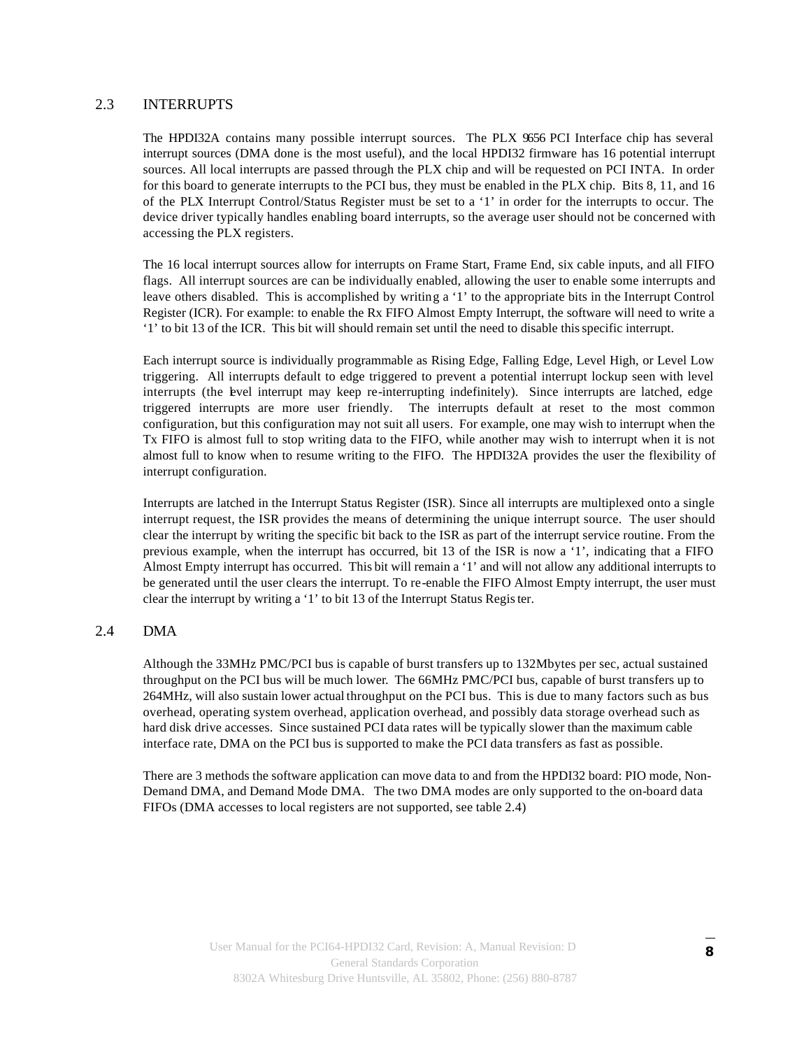## 2.3 INTERRUPTS

The HPDI32A contains many possible interrupt sources. The PLX 9656 PCI Interface chip has several interrupt sources (DMA done is the most useful), and the local HPDI32 firmware has 16 potential interrupt sources. All local interrupts are passed through the PLX chip and will be requested on PCI INTA. In order for this board to generate interrupts to the PCI bus, they must be enabled in the PLX chip. Bits 8, 11, and 16 of the PLX Interrupt Control/Status Register must be set to a '1' in order for the interrupts to occur. The device driver typically handles enabling board interrupts, so the average user should not be concerned with accessing the PLX registers.

The 16 local interrupt sources allow for interrupts on Frame Start, Frame End, six cable inputs, and all FIFO flags. All interrupt sources are can be individually enabled, allowing the user to enable some interrupts and leave others disabled. This is accomplished by writing a '1' to the appropriate bits in the Interrupt Control Register (ICR). For example: to enable the Rx FIFO Almost Empty Interrupt, the software will need to write a '1' to bit 13 of the ICR. This bit will should remain set until the need to disable this specific interrupt.

Each interrupt source is individually programmable as Rising Edge, Falling Edge, Level High, or Level Low triggering. All interrupts default to edge triggered to prevent a potential interrupt lockup seen with level interrupts (the level interrupt may keep re-interrupting indefinitely). Since interrupts are latched, edge triggered interrupts are more user friendly. The interrupts default at reset to the most common configuration, but this configuration may not suit all users. For example, one may wish to interrupt when the Tx FIFO is almost full to stop writing data to the FIFO, while another may wish to interrupt when it is not almost full to know when to resume writing to the FIFO. The HPDI32A provides the user the flexibility of interrupt configuration.

Interrupts are latched in the Interrupt Status Register (ISR). Since all interrupts are multiplexed onto a single interrupt request, the ISR provides the means of determining the unique interrupt source. The user should clear the interrupt by writing the specific bit back to the ISR as part of the interrupt service routine. From the previous example, when the interrupt has occurred, bit 13 of the ISR is now a '1', indicating that a FIFO Almost Empty interrupt has occurred. This bit will remain a '1' and will not allow any additional interrupts to be generated until the user clears the interrupt. To re-enable the FIFO Almost Empty interrupt, the user must clear the interrupt by writing a '1' to bit 13 of the Interrupt Status Register.

## 2.4 DMA

Although the 33MHz PMC/PCI bus is capable of burst transfers up to 132Mbytes per sec, actual sustained throughput on the PCI bus will be much lower. The 66MHz PMC/PCI bus, capable of burst transfers up to 264MHz, will also sustain lower actual throughput on the PCI bus. This is due to many factors such as bus overhead, operating system overhead, application overhead, and possibly data storage overhead such as hard disk drive accesses. Since sustained PCI data rates will be typically slower than the maximum cable interface rate, DMA on the PCI bus is supported to make the PCI data transfers as fast as possible.

There are 3 methods the software application can move data to and from the HPDI32 board: PIO mode, Non-Demand DMA, and Demand Mode DMA. The two DMA modes are only supported to the on-board data FIFOs (DMA accesses to local registers are not supported, see table 2.4)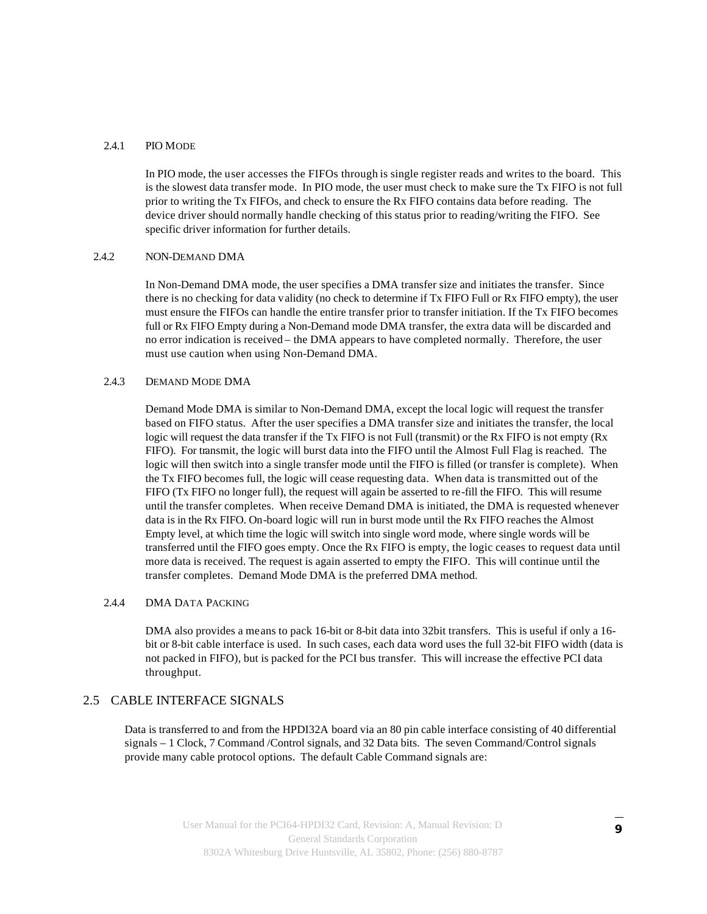#### 2.4.1 PIO MODE

In PIO mode, the user accesses the FIFOs through is single register reads and writes to the board. This is the slowest data transfer mode. In PIO mode, the user must check to make sure the Tx FIFO is not full prior to writing the Tx FIFOs, and check to ensure the Rx FIFO contains data before reading. The device driver should normally handle checking of this status prior to reading/writing the FIFO. See specific driver information for further details.

#### 2.4.2 NON-DEMAND DMA

In Non-Demand DMA mode, the user specifies a DMA transfer size and initiates the transfer. Since there is no checking for data validity (no check to determine if Tx FIFO Full or Rx FIFO empty), the user must ensure the FIFOs can handle the entire transfer prior to transfer initiation. If the Tx FIFO becomes full or Rx FIFO Empty during a Non-Demand mode DMA transfer, the extra data will be discarded and no error indication is received – the DMA appears to have completed normally. Therefore, the user must use caution when using Non-Demand DMA.

#### 2.4.3 DEMAND MODE DMA

Demand Mode DMA is similar to Non-Demand DMA, except the local logic will request the transfer based on FIFO status. After the user specifies a DMA transfer size and initiates the transfer, the local logic will request the data transfer if the Tx FIFO is not Full (transmit) or the Rx FIFO is not empty (Rx FIFO). For transmit, the logic will burst data into the FIFO until the Almost Full Flag is reached. The logic will then switch into a single transfer mode until the FIFO is filled (or transfer is complete). When the Tx FIFO becomes full, the logic will cease requesting data. When data is transmitted out of the FIFO (Tx FIFO no longer full), the request will again be asserted to re-fill the FIFO. This will resume until the transfer completes. When receive Demand DMA is initiated, the DMA is requested whenever data is in the Rx FIFO. On-board logic will run in burst mode until the Rx FIFO reaches the Almost Empty level, at which time the logic will switch into single word mode, where single words will be transferred until the FIFO goes empty. Once the Rx FIFO is empty, the logic ceases to request data until more data is received. The request is again asserted to empty the FIFO. This will continue until the transfer completes. Demand Mode DMA is the preferred DMA method.

#### 2.4.4 DMA DATA PACKING

DMA also provides a means to pack 16-bit or 8-bit data into 32bit transfers. This is useful if only a 16-bit or 8-bit cable interface is used. In such cases, each data word uses the full 32-bit FIFO width (data is not packed in FIFO), but is packed for the PCI bus transfer. This will increase the effective PCI data throughput.

### 2.5 CABLE INTERFACE SIGNALS

Data is transferred to and from the HPDI32A board via an 80 pin cable interface consisting of 40 differential signals – 1 Clock, 7 Command /Control signals, and 32 Data bits. The seven Command/Control signals provide many cable protocol options. The default Cable Command signals are: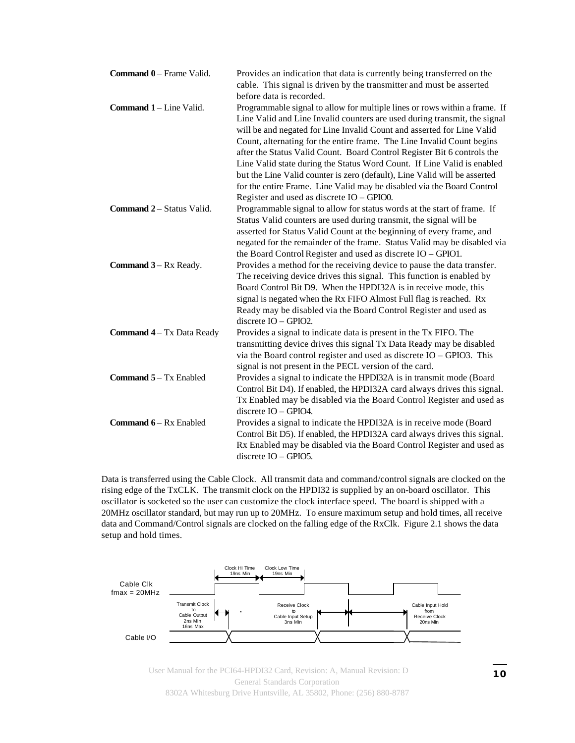**Command 0** – Frame Valid. Provides an indication that data is currently being transferred on the cable. This signal is driven by the transmitter and must be asserted before data is recorded.

**Command 1** – Line Valid. Programmable signal to allow for multiple lines or rows within a frame. If Line Valid and Line Invalid counters are used during transmit, the signal will be and negated for Line Invalid Count and asserted for Line Valid Count, alternating for the entire frame. The Line Invalid Count begins after the Status Valid Count. Board Control Register Bit 6 controls the Line Valid state during the Status Word Count. If Line Valid is enabled but the Line Valid counter is zero (default), Line Valid will be asserted for the entire Frame. Line Valid may be disabled via the Board Control Register and used as discrete IO – GPIO0.

**Command 2** – Status Valid. Programmable signal to allow for status words at the start of frame. If Status Valid counters are used during transmit, the signal will be asserted for Status Valid Count at the beginning of every frame, and negated for the remainder of the frame. Status Valid may be disabled via the Board Control Register and used as discrete IO – GPIO1.

**Command 3** – Rx Ready. Provides a method for the receiving device to pause the data transfer. The receiving device drives this signal. This function is enabled by Board Control Bit D9. When the HPDI32A is in receive mode, this signal is negated when the Rx FIFO Almost Full flag is reached. Rx Ready may be disabled via the Board Control Register and used as discrete IO – GPIO2.

**Command 4** – Tx Data Ready Provides a signal to indicate data is present in the Tx FIFO. The transmitting device drives this signal Tx Data Ready may be disabled via the Board control register and used as discrete IO – GPIO3. This signal is not present in the PECL version of the card.

**Command 5** – Tx Enabled Provides a signal to indicate the HPDI32A is in transmit mode (Board Control Bit D4). If enabled, the HPDI32A card always drives this signal. Tx Enabled may be disabled via the Board Control Register and used as discrete IO – GPIO4.

**Command 6** – Rx Enabled Provides a signal to indicate the HPDI32A is in receive mode (Board Control Bit D5). If enabled, the HPDI32A card always drives this signal. Rx Enabled may be disabled via the Board Control Register and used as discrete IO – GPIO5.

Data is transferred using the Cable Clock. All transmit data and command/control signals are clocked on the rising edge of the TxCLK. The transmit clock on the HPDI32 is supplied by an on-board oscillator. This oscillator is socketed so the user can customize the clock interface speed. The board is shipped with a 20MHz oscillator standard, but may run up to 20MHz. To ensure maximum setup and hold times, all receive data and Command/Control signals are clocked on the falling edge of the RxClk. Figure 2.1 shows the data setup and hold times.

Cable Clk fmax = 20MHz

Clock Hi Time 19ns Min

Clock Low Time 19ns Min

Transmit Clock to Cable Output 2ns Min 16ns Max

Receive Clock to Cable Input Setup 3ns Min

Cable Input Hold from Receive Clock 20ns Min

Cable I/O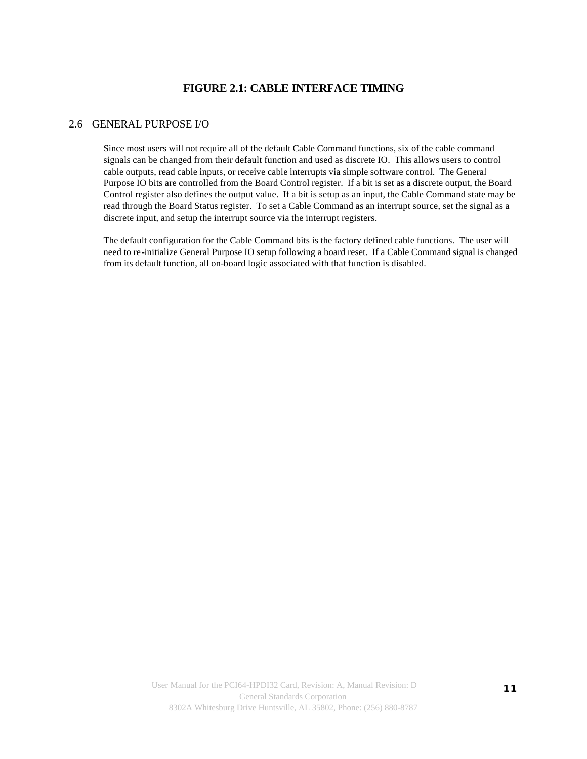**FIGURE 2.1: CABLE INTERFACE TIMING**

## 2.6 GENERAL PURPOSE I/O

Since most users will not require all of the default Cable Command functions, six of the cable command signals can be changed from their default function and used as discrete IO. This allows users to control cable outputs, read cable inputs, or receive cable interrupts via simple software control. The General Purpose IO bits are controlled from the Board Control register. If a bit is set as a discrete output, the Board Control register also defines the output value. If a bit is setup as an input, the Cable Command state may be read through the Board Status register. To set a Cable Command as an interrupt source, set the signal as a discrete input, and setup the interrupt source via the interrupt registers.

The default configuration for the Cable Command bits is the factory defined cable functions. The user will need to re-initialize General Purpose IO setup following a board reset. If a Cable Command signal is changed from its default function, all on-board logic associated with that function is disabled.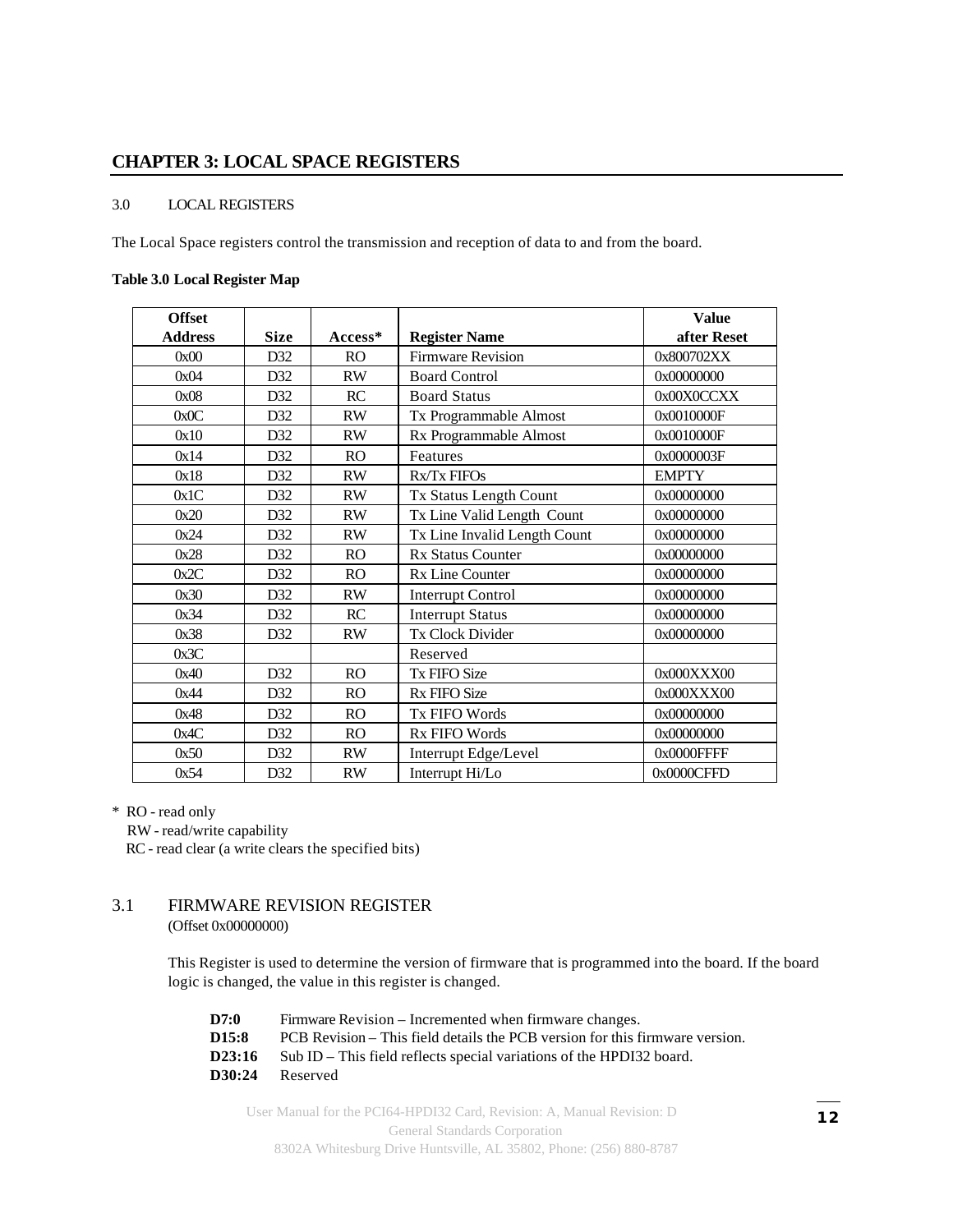## CHAPTER 3: LOCAL SPACE REGISTERS

3.0 LOCAL REGISTERS

The Local Space registers control the transmission and reception of data to and from the board.

**Table 3.0 Local Register Map**

| Offset Address | Size | Access* | Register Name | Value after Reset |
|---|---|---|---|---|
| 0x00 | D32 | RO | Firmware Revision | 0x800702XX |
| 0x04 | D32 | RW | Board Control | 0x00000000 |
| 0x08 | D32 | RC | Board Status | 0x00X0CCXX |
| 0x0C | D32 | RW | Tx Programmable Almost | 0x0010000F |
| 0x10 | D32 | RW | Rx Programmable Almost | 0x0010000F |
| 0x14 | D32 | RO | Features | 0x0000003F |
| 0x18 | D32 | RW | Rx/Tx FIFOs | EMPTY |
| 0x1C | D32 | RW | Tx Status Length Count | 0x00000000 |
| 0x20 | D32 | RW | Tx Line Valid Length Count | 0x00000000 |
| 0x24 | D32 | RW | Tx Line Invalid Length Count | 0x00000000 |
| 0x28 | D32 | RO | Rx Status Counter | 0x00000000 |
| 0x2C | D32 | RO | Rx Line Counter | 0x00000000 |
| 0x30 | D32 | RW | Interrupt Control | 0x00000000 |
| 0x34 | D32 | RC | Interrupt Status | 0x00000000 |
| 0x38 | D32 | RW | Tx Clock Divider | 0x00000000 |
| 0x3C | | | Reserved | |
| 0x40 | D32 | RO | Tx FIFO Size | 0x000XXX00 |
| 0x44 | D32 | RO | Rx FIFO Size | 0x000XXX00 |
| 0x48 | D32 | RO | Tx FIFO Words | 0x00000000 |
| 0x4C | D32 | RO | Rx FIFO Words | 0x00000000 |
| 0x50 | D32 | RW | Interrupt Edge/Level | 0x0000FFFF |
| 0x54 | D32 | RW | Interrupt Hi/Lo | 0x0000CFFD |

\* RO - read only
RW - read/write capability
RC - read clear (a write clears the specified bits)

### 3.1 FIRMWARE REVISION REGISTER

(Offset 0x00000000)

This Register is used to determine the version of firmware that is programmed into the board. If the board logic is changed, the value in this register is changed.

**D7:0** Firmware Revision – Incremented when firmware changes.
**D15:8** PCB Revision – This field details the PCB version for this firmware version.
**D23:16** Sub ID – This field reflects special variations of the HPDI32 board.
**D30:24** Reserved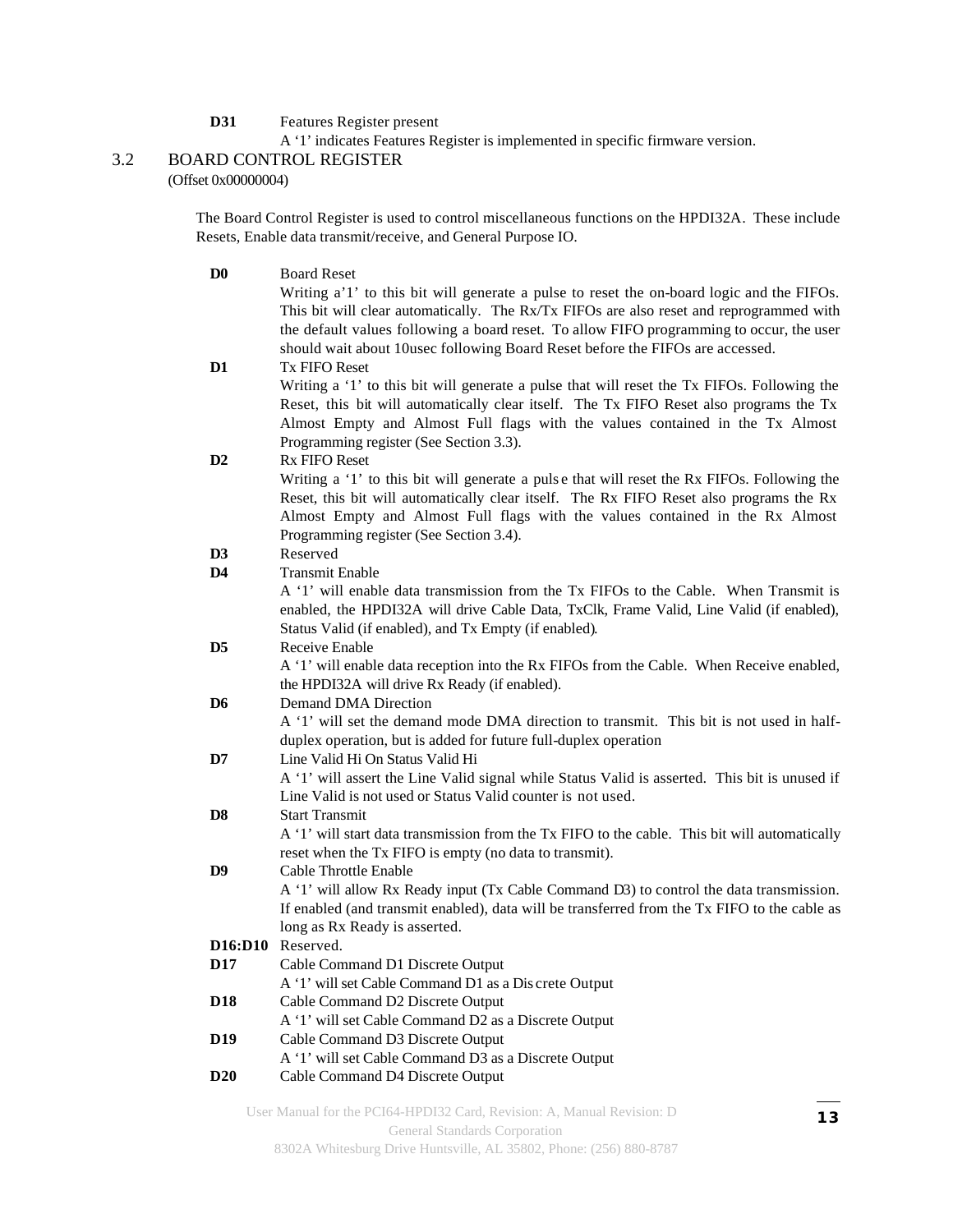**D31** Features Register present

A '1' indicates Features Register is implemented in specific firmware version.

## 3.2 BOARD CONTROL REGISTER

(Offset 0x00000004)

The Board Control Register is used to control miscellaneous functions on the HPDI32A. These include Resets, Enable data transmit/receive, and General Purpose IO.

**D0** Board Reset

Writing a'1' to this bit will generate a pulse to reset the on-board logic and the FIFOs. This bit will clear automatically. The Rx/Tx FIFOs are also reset and reprogrammed with the default values following a board reset. To allow FIFO programming to occur, the user should wait about 10usec following Board Reset before the FIFOs are accessed.

**D1** Tx FIFO Reset

Writing a '1' to this bit will generate a pulse that will reset the Tx FIFOs. Following the Reset, this bit will automatically clear itself. The Tx FIFO Reset also programs the Tx Almost Empty and Almost Full flags with the values contained in the Tx Almost Programming register (See Section 3.3).

**D2** Rx FIFO Reset

Writing a '1' to this bit will generate a pulse that will reset the Rx FIFOs. Following the Reset, this bit will automatically clear itself. The Rx FIFO Reset also programs the Rx Almost Empty and Almost Full flags with the values contained in the Rx Almost Programming register (See Section 3.4).

**D3** Reserved

**D4** Transmit Enable

A '1' will enable data transmission from the Tx FIFOs to the Cable. When Transmit is enabled, the HPDI32A will drive Cable Data, TxClk, Frame Valid, Line Valid (if enabled), Status Valid (if enabled), and Tx Empty (if enabled).

**D5** Receive Enable

A '1' will enable data reception into the Rx FIFOs from the Cable. When Receive enabled, the HPDI32A will drive Rx Ready (if enabled).

**D6** Demand DMA Direction

A '1' will set the demand mode DMA direction to transmit. This bit is not used in half-duplex operation, but is added for future full-duplex operation

**D7** Line Valid Hi On Status Valid Hi

A '1' will assert the Line Valid signal while Status Valid is asserted. This bit is unused if Line Valid is not used or Status Valid counter is not used.

**D8** Start Transmit

A '1' will start data transmission from the Tx FIFO to the cable. This bit will automatically reset when the Tx FIFO is empty (no data to transmit).

**D9** Cable Throttle Enable

A '1' will allow Rx Ready input (Tx Cable Command D3) to control the data transmission. If enabled (and transmit enabled), data will be transferred from the Tx FIFO to the cable as long as Rx Ready is asserted.

**D16:D10** Reserved.

**D17** Cable Command D1 Discrete Output

A '1' will set Cable Command D1 as a Discrete Output

**D18** Cable Command D2 Discrete Output

A '1' will set Cable Command D2 as a Discrete Output

**D19** Cable Command D3 Discrete Output

A '1' will set Cable Command D3 as a Discrete Output

**D20** Cable Command D4 Discrete Output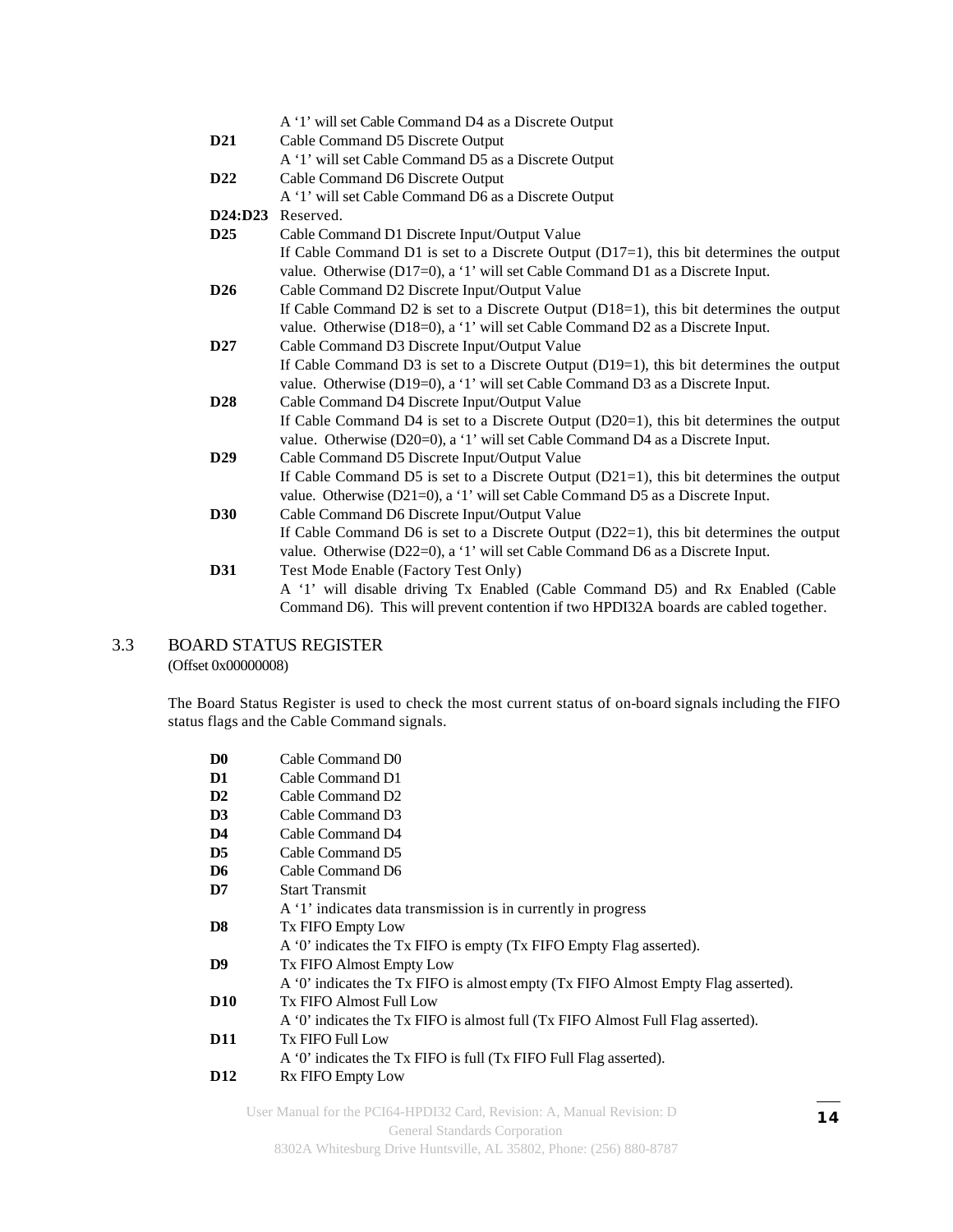A '1' will set Cable Command D4 as a Discrete Output

**D21** Cable Command D5 Discrete Output
A '1' will set Cable Command D5 as a Discrete Output

**D22** Cable Command D6 Discrete Output
A '1' will set Cable Command D6 as a Discrete Output

**D24:D23** Reserved.

**D25** Cable Command D1 Discrete Input/Output Value
If Cable Command D1 is set to a Discrete Output (D17=1), this bit determines the output value. Otherwise (D17=0), a '1' will set Cable Command D1 as a Discrete Input.

**D26** Cable Command D2 Discrete Input/Output Value
If Cable Command D2 is set to a Discrete Output (D18=1), this bit determines the output value. Otherwise (D18=0), a '1' will set Cable Command D2 as a Discrete Input.

**D27** Cable Command D3 Discrete Input/Output Value
If Cable Command D3 is set to a Discrete Output (D19=1), this bit determines the output value. Otherwise (D19=0), a '1' will set Cable Command D3 as a Discrete Input.

**D28** Cable Command D4 Discrete Input/Output Value
If Cable Command D4 is set to a Discrete Output (D20=1), this bit determines the output value. Otherwise (D20=0), a '1' will set Cable Command D4 as a Discrete Input.

**D29** Cable Command D5 Discrete Input/Output Value
If Cable Command D5 is set to a Discrete Output (D21=1), this bit determines the output value. Otherwise (D21=0), a '1' will set Cable Command D5 as a Discrete Input.

**D30** Cable Command D6 Discrete Input/Output Value
If Cable Command D6 is set to a Discrete Output (D22=1), this bit determines the output value. Otherwise (D22=0), a '1' will set Cable Command D6 as a Discrete Input.

**D31** Test Mode Enable (Factory Test Only)
A '1' will disable driving Tx Enabled (Cable Command D5) and Rx Enabled (Cable Command D6). This will prevent contention if two HPDI32A boards are cabled together.

## 3.3 BOARD STATUS REGISTER

(Offset 0x00000008)

The Board Status Register is used to check the most current status of on-board signals including the FIFO status flags and the Cable Command signals.

**D0** Cable Command D0

**D1** Cable Command D1

**D2** Cable Command D2

**D3** Cable Command D3

**D4** Cable Command D4

**D5** Cable Command D5

**D6** Cable Command D6

**D7** Start Transmit
A '1' indicates data transmission is in currently in progress

**D8** Tx FIFO Empty Low
A '0' indicates the Tx FIFO is empty (Tx FIFO Empty Flag asserted).

**D9** Tx FIFO Almost Empty Low
A '0' indicates the Tx FIFO is almost empty (Tx FIFO Almost Empty Flag asserted).

**D10** Tx FIFO Almost Full Low
A '0' indicates the Tx FIFO is almost full (Tx FIFO Almost Full Flag asserted).

**D11** Tx FIFO Full Low
A '0' indicates the Tx FIFO is full (Tx FIFO Full Flag asserted).

**D12** Rx FIFO Empty Low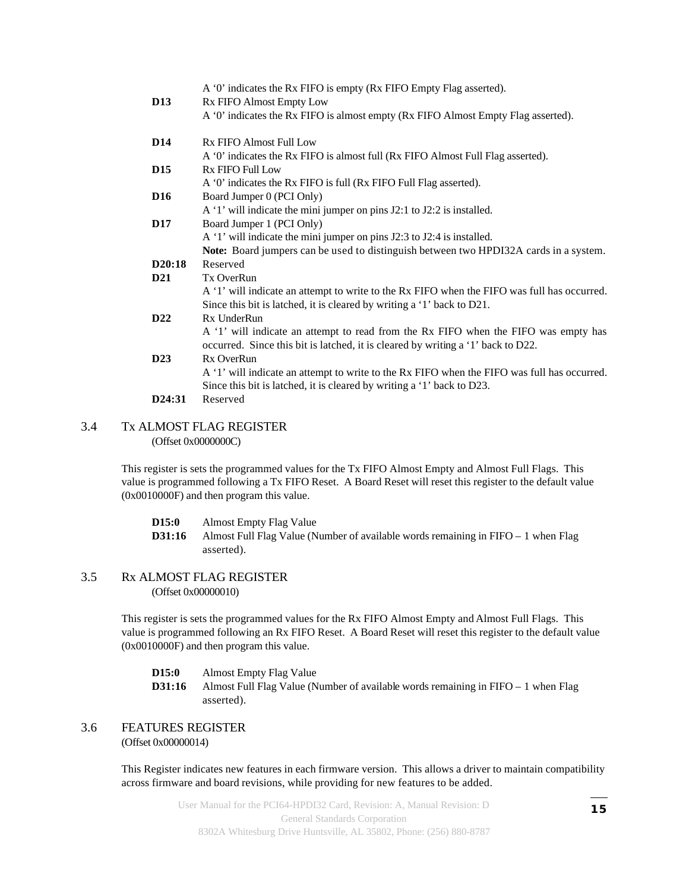A '0' indicates the Rx FIFO is empty (Rx FIFO Empty Flag asserted).

**D13** Rx FIFO Almost Empty Low
A '0' indicates the Rx FIFO is almost empty (Rx FIFO Almost Empty Flag asserted).

**D14** Rx FIFO Almost Full Low
A '0' indicates the Rx FIFO is almost full (Rx FIFO Almost Full Flag asserted).

**D15** Rx FIFO Full Low
A '0' indicates the Rx FIFO is full (Rx FIFO Full Flag asserted).

**D16** Board Jumper 0 (PCI Only)
A '1' will indicate the mini jumper on pins J2:1 to J2:2 is installed.

**D17** Board Jumper 1 (PCI Only)
A '1' will indicate the mini jumper on pins J2:3 to J2:4 is installed.
**Note:** Board jumpers can be used to distinguish between two HPDI32A cards in a system.

**D20:18** Reserved

**D21** Tx OverRun
A '1' will indicate an attempt to write to the Rx FIFO when the FIFO was full has occurred. Since this bit is latched, it is cleared by writing a '1' back to D21.

**D22** Rx UnderRun
A '1' will indicate an attempt to read from the Rx FIFO when the FIFO was empty has occurred. Since this bit is latched, it is cleared by writing a '1' back to D22.

**D23** Rx OverRun
A '1' will indicate an attempt to write to the Rx FIFO when the FIFO was full has occurred. Since this bit is latched, it is cleared by writing a '1' back to D23.

**D24:31** Reserved

## 3.4 Tx ALMOST FLAG REGISTER

(Offset 0x0000000C)

This register is sets the programmed values for the Tx FIFO Almost Empty and Almost Full Flags. This value is programmed following a Tx FIFO Reset. A Board Reset will reset this register to the default value (0x0010000F) and then program this value.

**D15:0** Almost Empty Flag Value
**D31:16** Almost Full Flag Value (Number of available words remaining in FIFO – 1 when Flag asserted).

## 3.5 Rx ALMOST FLAG REGISTER

(Offset 0x00000010)

This register is sets the programmed values for the Rx FIFO Almost Empty and Almost Full Flags. This value is programmed following an Rx FIFO Reset. A Board Reset will reset this register to the default value (0x0010000F) and then program this value.

**D15:0** Almost Empty Flag Value
**D31:16** Almost Full Flag Value (Number of available words remaining in FIFO – 1 when Flag asserted).

## 3.6 FEATURES REGISTER

(Offset 0x00000014)

This Register indicates new features in each firmware version. This allows a driver to maintain compatibility across firmware and board revisions, while providing for new features to be added.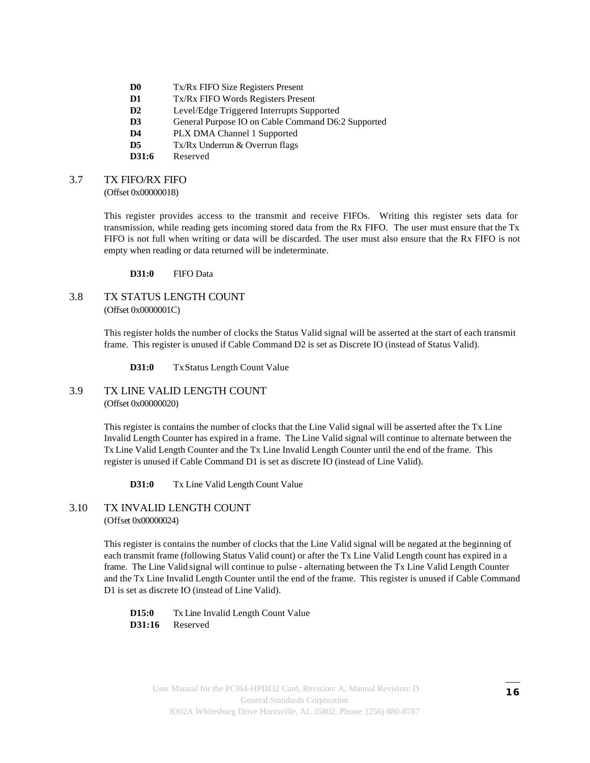**D0** Tx/Rx FIFO Size Registers Present
**D1** Tx/Rx FIFO Words Registers Present
**D2** Level/Edge Triggered Interrupts Supported
**D3** General Purpose IO on Cable Command D6:2 Supported
**D4** PLX DMA Channel 1 Supported
**D5** Tx/Rx Underrun & Overrun flags
**D31:6** Reserved

## 3.7 TX FIFO/RX FIFO

(Offset 0x00000018)

This register provides access to the transmit and receive FIFOs. Writing this register sets data for transmission, while reading gets incoming stored data from the Rx FIFO. The user must ensure that the Tx FIFO is not full when writing or data will be discarded. The user must also ensure that the Rx FIFO is not empty when reading or data returned will be indeterminate.

**D31:0** FIFO Data

## 3.8 TX STATUS LENGTH COUNT

(Offset 0x0000001C)

This register holds the number of clocks the Status Valid signal will be asserted at the start of each transmit frame. This register is unused if Cable Command D2 is set as Discrete IO (instead of Status Valid).

**D31:0** Tx Status Length Count Value

## 3.9 TX LINE VALID LENGTH COUNT

(Offset 0x00000020)

This register is contains the number of clocks that the Line Valid signal will be asserted after the Tx Line Invalid Length Counter has expired in a frame. The Line Valid signal will continue to alternate between the Tx Line Valid Length Counter and the Tx Line Invalid Length Counter until the end of the frame. This register is unused if Cable Command D1 is set as discrete IO (instead of Line Valid).

**D31:0** Tx Line Valid Length Count Value

## 3.10 TX INVALID LENGTH COUNT

(Offset 0x00000024)

This register is contains the number of clocks that the Line Valid signal will be negated at the beginning of each transmit frame (following Status Valid count) or after the Tx Line Valid Length count has expired in a frame. The Line Valid signal will continue to pulse - alternating between the Tx Line Valid Length Counter and the Tx Line Invalid Length Counter until the end of the frame. This register is unused if Cable Command D1 is set as discrete IO (instead of Line Valid).

**D15:0** Tx Line Invalid Length Count Value
**D31:16** Reserved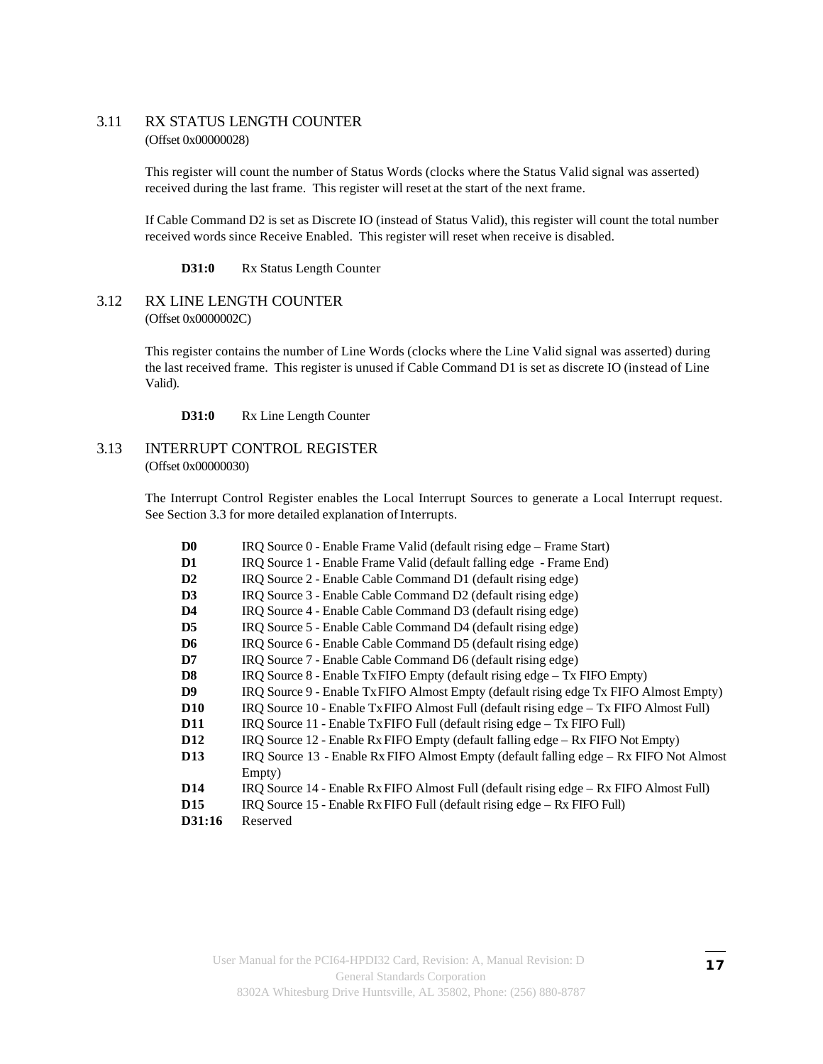## 3.11 RX STATUS LENGTH COUNTER

(Offset 0x00000028)

This register will count the number of Status Words (clocks where the Status Valid signal was asserted) received during the last frame. This register will reset at the start of the next frame.

If Cable Command D2 is set as Discrete IO (instead of Status Valid), this register will count the total number received words since Receive Enabled. This register will reset when receive is disabled.

**D31:0** Rx Status Length Counter

## 3.12 RX LINE LENGTH COUNTER

(Offset 0x0000002C)

This register contains the number of Line Words (clocks where the Line Valid signal was asserted) during the last received frame. This register is unused if Cable Command D1 is set as discrete IO (instead of Line Valid).

**D31:0** Rx Line Length Counter

## 3.13 INTERRUPT CONTROL REGISTER

(Offset 0x00000030)

The Interrupt Control Register enables the Local Interrupt Sources to generate a Local Interrupt request. See Section 3.3 for more detailed explanation of Interrupts.

| | |
|---|---|
| **D0** | IRQ Source 0 - Enable Frame Valid (default rising edge – Frame Start) |
| **D1** | IRQ Source 1 - Enable Frame Valid (default falling edge - Frame End) |
| **D2** | IRQ Source 2 - Enable Cable Command D1 (default rising edge) |
| **D3** | IRQ Source 3 - Enable Cable Command D2 (default rising edge) |
| **D4** | IRQ Source 4 - Enable Cable Command D3 (default rising edge) |
| **D5** | IRQ Source 5 - Enable Cable Command D4 (default rising edge) |
| **D6** | IRQ Source 6 - Enable Cable Command D5 (default rising edge) |
| **D7** | IRQ Source 7 - Enable Cable Command D6 (default rising edge) |
| **D8** | IRQ Source 8 - Enable Tx FIFO Empty (default rising edge – Tx FIFO Empty) |
| **D9** | IRQ Source 9 - Enable Tx FIFO Almost Empty (default rising edge Tx FIFO Almost Empty) |
| **D10** | IRQ Source 10 - Enable Tx FIFO Almost Full (default rising edge – Tx FIFO Almost Full) |
| **D11** | IRQ Source 11 - Enable Tx FIFO Full (default rising edge – Tx FIFO Full) |
| **D12** | IRQ Source 12 - Enable Rx FIFO Empty (default falling edge – Rx FIFO Not Empty) |
| **D13** | IRQ Source 13 - Enable Rx FIFO Almost Empty (default falling edge – Rx FIFO Not Almost Empty) |
| **D14** | IRQ Source 14 - Enable Rx FIFO Almost Full (default rising edge – Rx FIFO Almost Full) |
| **D15** | IRQ Source 15 - Enable Rx FIFO Full (default rising edge – Rx FIFO Full) |
| **D31:16** | Reserved |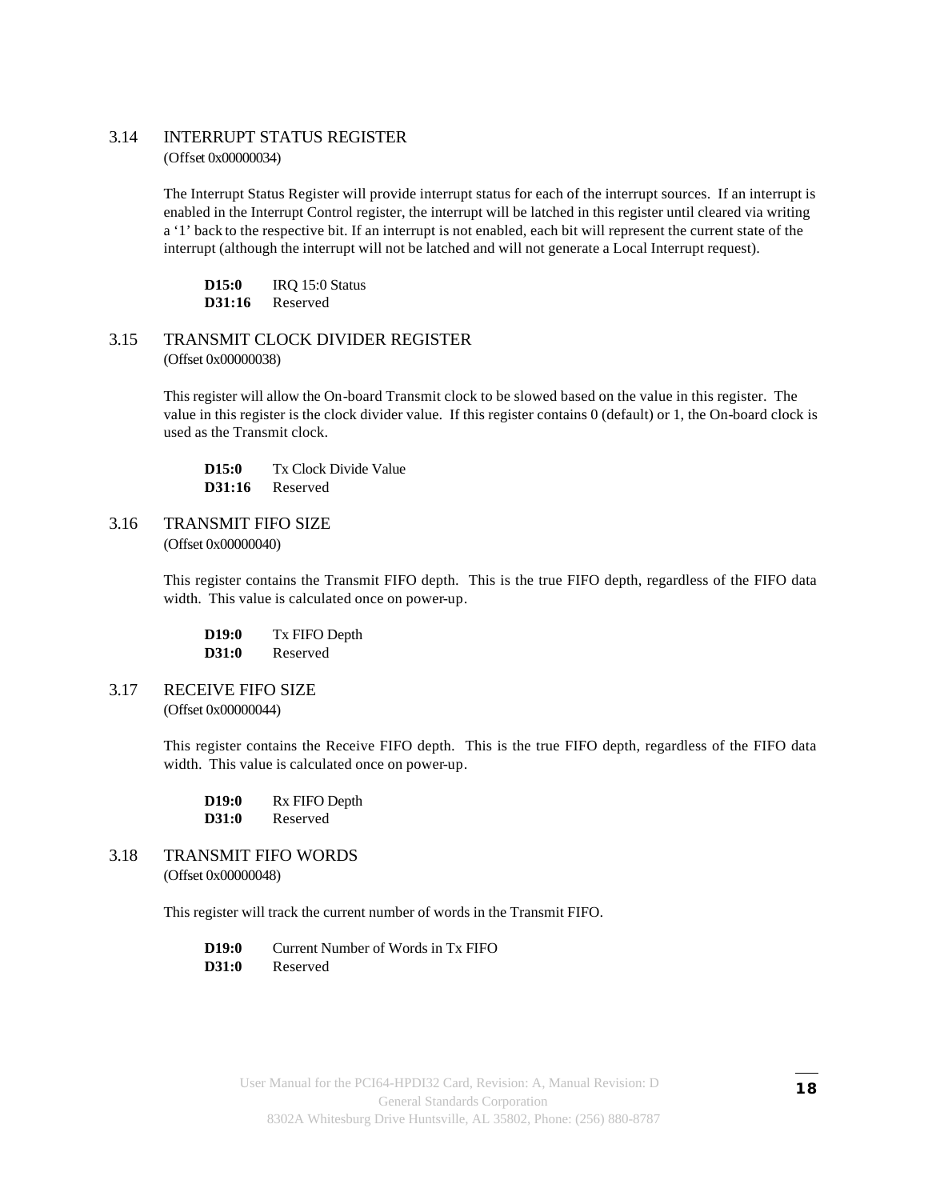## 3.14 INTERRUPT STATUS REGISTER

(Offset 0x00000034)

The Interrupt Status Register will provide interrupt status for each of the interrupt sources. If an interrupt is enabled in the Interrupt Control register, the interrupt will be latched in this register until cleared via writing a '1' back to the respective bit. If an interrupt is not enabled, each bit will represent the current state of the interrupt (although the interrupt will not be latched and will not generate a Local Interrupt request).

**D15:0** IRQ 15:0 Status
**D31:16** Reserved

## 3.15 TRANSMIT CLOCK DIVIDER REGISTER

(Offset 0x00000038)

This register will allow the On-board Transmit clock to be slowed based on the value in this register. The value in this register is the clock divider value. If this register contains 0 (default) or 1, the On-board clock is used as the Transmit clock.

**D15:0** Tx Clock Divide Value
**D31:16** Reserved

## 3.16 TRANSMIT FIFO SIZE

(Offset 0x00000040)

This register contains the Transmit FIFO depth. This is the true FIFO depth, regardless of the FIFO data width. This value is calculated once on power-up.

**D19:0** Tx FIFO Depth
**D31:0** Reserved

## 3.17 RECEIVE FIFO SIZE

(Offset 0x00000044)

This register contains the Receive FIFO depth. This is the true FIFO depth, regardless of the FIFO data width. This value is calculated once on power-up.

**D19:0** Rx FIFO Depth
**D31:0** Reserved

## 3.18 TRANSMIT FIFO WORDS

(Offset 0x00000048)

This register will track the current number of words in the Transmit FIFO.

**D19:0** Current Number of Words in Tx FIFO
**D31:0** Reserved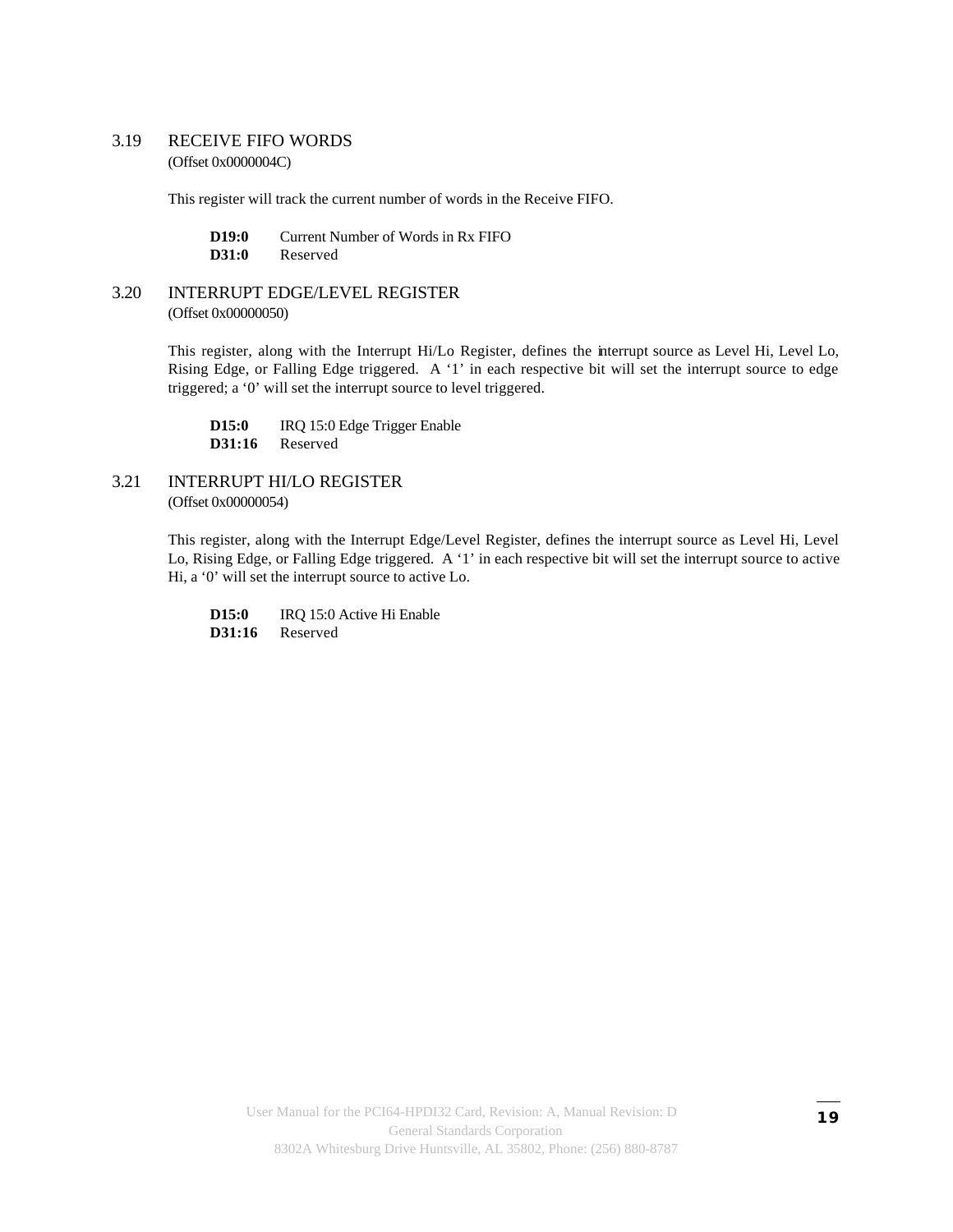## 3.19 RECEIVE FIFO WORDS

(Offset 0x0000004C)

This register will track the current number of words in the Receive FIFO.

**D19:0** Current Number of Words in Rx FIFO
**D31:0** Reserved

## 3.20 INTERRUPT EDGE/LEVEL REGISTER

(Offset 0x00000050)

This register, along with the Interrupt Hi/Lo Register, defines the interrupt source as Level Hi, Level Lo, Rising Edge, or Falling Edge triggered. A '1' in each respective bit will set the interrupt source to edge triggered; a '0' will set the interrupt source to level triggered.

**D15:0** IRQ 15:0 Edge Trigger Enable
**D31:16** Reserved

## 3.21 INTERRUPT HI/LO REGISTER

(Offset 0x00000054)

This register, along with the Interrupt Edge/Level Register, defines the interrupt source as Level Hi, Level Lo, Rising Edge, or Falling Edge triggered. A '1' in each respective bit will set the interrupt source to active Hi, a '0' will set the interrupt source to active Lo.

**D15:0** IRQ 15:0 Active Hi Enable
**D31:16** Reserved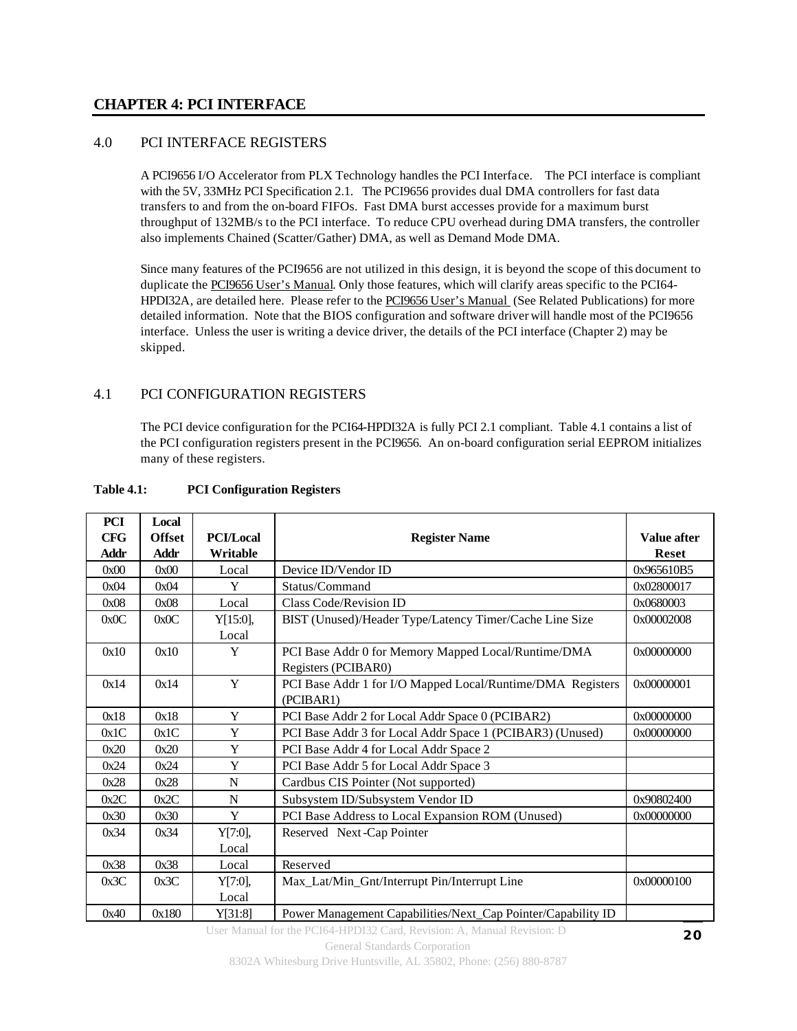## CHAPTER 4: PCI INTERFACE

### 4.0 PCI INTERFACE REGISTERS

A PCI9656 I/O Accelerator from PLX Technology handles the PCI Interface. The PCI interface is compliant with the 5V, 33MHz PCI Specification 2.1. The PCI9656 provides dual DMA controllers for fast data transfers to and from the on-board FIFOs. Fast DMA burst accesses provide for a maximum burst throughput of 132MB/s to the PCI interface. To reduce CPU overhead during DMA transfers, the controller also implements Chained (Scatter/Gather) DMA, as well as Demand Mode DMA.

Since many features of the PCI9656 are not utilized in this design, it is beyond the scope of this document to duplicate the PCI9656 User's Manual. Only those features, which will clarify areas specific to the PCI64-HPDI32A, are detailed here. Please refer to the PCI9656 User's Manual (See Related Publications) for more detailed information. Note that the BIOS configuration and software driver will handle most of the PCI9656 interface. Unless the user is writing a device driver, the details of the PCI interface (Chapter 2) may be skipped.

### 4.1 PCI CONFIGURATION REGISTERS

The PCI device configuration for the PCI64-HPDI32A is fully PCI 2.1 compliant. Table 4.1 contains a list of the PCI configuration registers present in the PCI9656. An on-board configuration serial EEPROM initializes many of these registers.

**Table 4.1: PCI Configuration Registers**

| PCI CFG Addr | Local Offset Addr | PCI/Local Writable | Register Name | Value after Reset |
|---|---|---|---|---|
| 0x00 | 0x00 | Local | Device ID/Vendor ID | 0x965610B5 |
| 0x04 | 0x04 | Y | Status/Command | 0x02800017 |
| 0x08 | 0x08 | Local | Class Code/Revision ID | 0x0680003 |
| 0x0C | 0x0C | Y[15:0], Local | BIST (Unused)/Header Type/Latency Timer/Cache Line Size | 0x00002008 |
| 0x10 | 0x10 | Y | PCI Base Addr 0 for Memory Mapped Local/Runtime/DMA Registers (PCIBAR0) | 0x00000000 |
| 0x14 | 0x14 | Y | PCI Base Addr 1 for I/O Mapped Local/Runtime/DMA Registers (PCIBAR1) | 0x00000001 |
| 0x18 | 0x18 | Y | PCI Base Addr 2 for Local Addr Space 0 (PCIBAR2) | 0x00000000 |
| 0x1C | 0x1C | Y | PCI Base Addr 3 for Local Addr Space 1 (PCIBAR3) (Unused) | 0x00000000 |
| 0x20 | 0x20 | Y | PCI Base Addr 4 for Local Addr Space 2 | |
| 0x24 | 0x24 | Y | PCI Base Addr 5 for Local Addr Space 3 | |
| 0x28 | 0x28 | N | Cardbus CIS Pointer (Not supported) | |
| 0x2C | 0x2C | N | Subsystem ID/Subsystem Vendor ID | 0x90802400 |
| 0x30 | 0x30 | Y | PCI Base Address to Local Expansion ROM (Unused) | 0x00000000 |
| 0x34 | 0x34 | Y[7:0], Local | Reserved Next-Cap Pointer | |
| 0x38 | 0x38 | Local | Reserved | |
| 0x3C | 0x3C | Y[7:0], Local | Max_Lat/Min_Gnt/Interrupt Pin/Interrupt Line | 0x00000100 |
| 0x40 | 0x180 | Y[31:8] | Power Management Capabilities/Next_Cap Pointer/Capability ID | |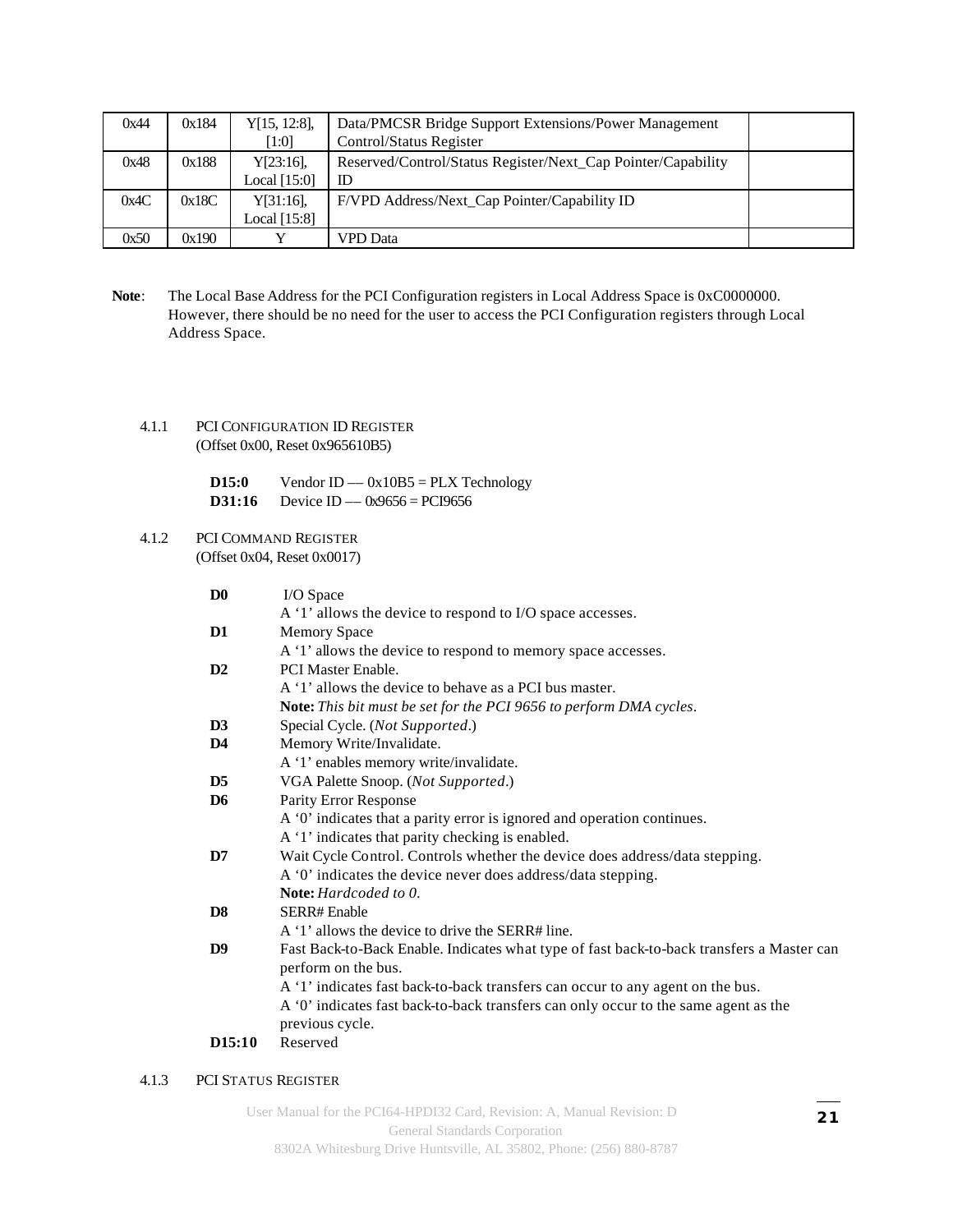| 0x44 | 0x184 | Y[15, 12:8], [1:0] | Data/PMCSR Bridge Support Extensions/Power Management Control/Status Register | |
|---|---|---|---|---|
| 0x48 | 0x188 | Y[23:16], Local [15:0] | Reserved/Control/Status Register/Next_Cap Pointer/Capability ID | |
| 0x4C | 0x18C | Y[31:16], Local [15:8] | F/VPD Address/Next_Cap Pointer/Capability ID | |
| 0x50 | 0x190 | Y | VPD Data | |

**Note**: The Local Base Address for the PCI Configuration registers in Local Address Space is 0xC0000000. However, there should be no need for the user to access the PCI Configuration registers through Local Address Space.

### 4.1.1 PCI CONFIGURATION ID REGISTER

(Offset 0x00, Reset 0x965610B5)

**D15:0** Vendor ID — 0x10B5 = PLX Technology
**D31:16** Device ID — 0x9656 = PCI9656

### 4.1.2 PCI COMMAND REGISTER

(Offset 0x04, Reset 0x0017)

**D0** I/O Space
A '1' allows the device to respond to I/O space accesses.

**D1** Memory Space
A '1' allows the device to respond to memory space accesses.

**D2** PCI Master Enable.
A '1' allows the device to behave as a PCI bus master.
**Note:** *This bit must be set for the PCI 9656 to perform DMA cycles.*

**D3** Special Cycle. (*Not Supported*.)

**D4** Memory Write/Invalidate.
A '1' enables memory write/invalidate.

**D5** VGA Palette Snoop. (*Not Supported*.)

**D6** Parity Error Response
A '0' indicates that a parity error is ignored and operation continues.
A '1' indicates that parity checking is enabled.

**D7** Wait Cycle Control. Controls whether the device does address/data stepping.
A '0' indicates the device never does address/data stepping.
**Note:** *Hardcoded to 0.*

**D8** SERR# Enable
A '1' allows the device to drive the SERR# line.

**D9** Fast Back-to-Back Enable. Indicates what type of fast back-to-back transfers a Master can perform on the bus.
A '1' indicates fast back-to-back transfers can occur to any agent on the bus.
A '0' indicates fast back-to-back transfers can only occur to the same agent as the previous cycle.

**D15:10** Reserved

### 4.1.3 PCI STATUS REGISTER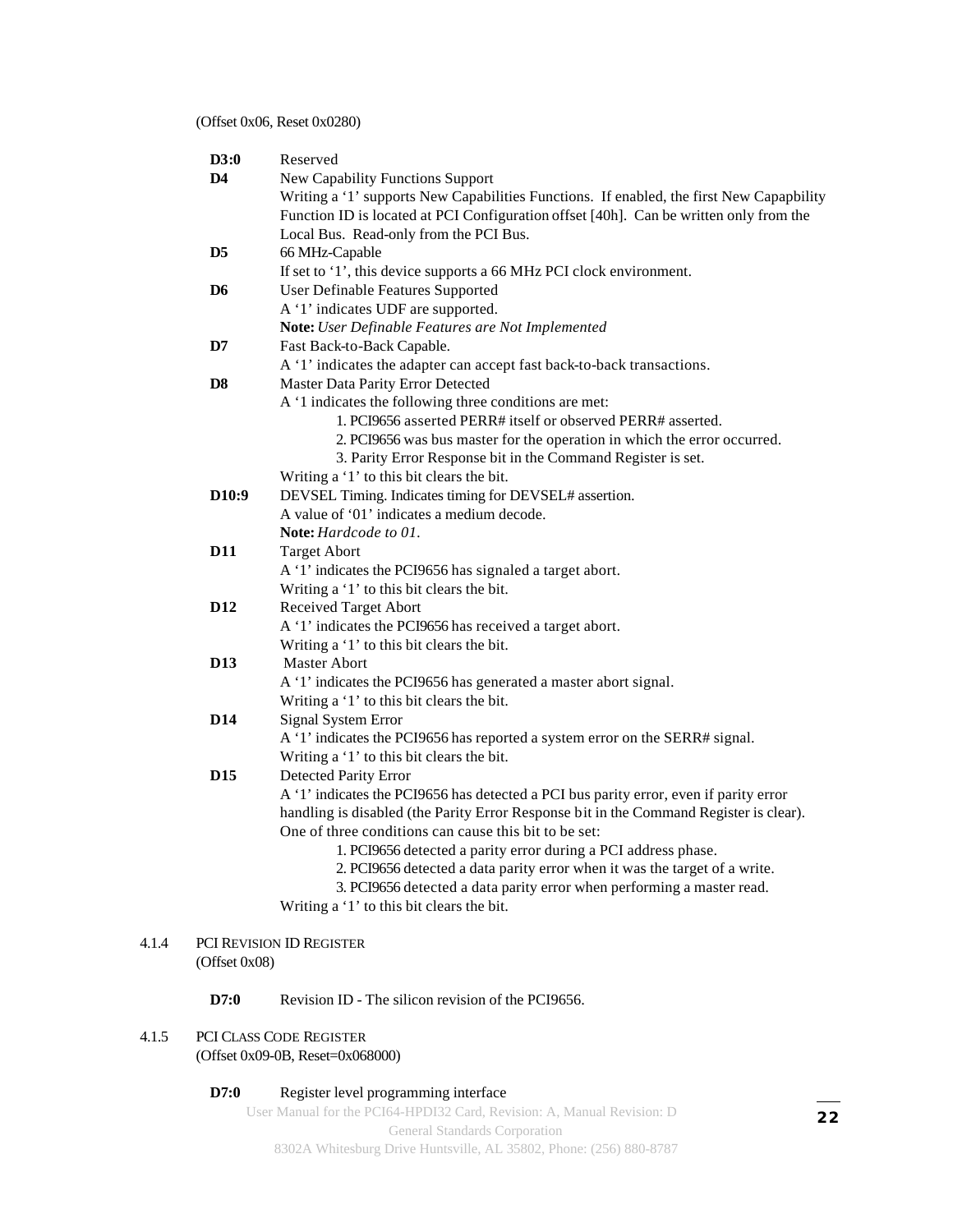(Offset 0x06, Reset 0x0280)

**D3:0** Reserved

**D4** New Capability Functions Support
Writing a '1' supports New Capabilities Functions. If enabled, the first New Capapbility Function ID is located at PCI Configuration offset [40h]. Can be written only from the Local Bus. Read-only from the PCI Bus.

**D5** 66 MHz-Capable
If set to '1', this device supports a 66 MHz PCI clock environment.

**D6** User Definable Features Supported
A '1' indicates UDF are supported.
**Note:** *User Definable Features are Not Implemented*

**D7** Fast Back-to-Back Capable.
A '1' indicates the adapter can accept fast back-to-back transactions.

**D8** Master Data Parity Error Detected
A '1 indicates the following three conditions are met:
1. PCI9656 asserted PERR# itself or observed PERR# asserted.
2. PCI9656 was bus master for the operation in which the error occurred.
3. Parity Error Response bit in the Command Register is set.

Writing a '1' to this bit clears the bit.

**D10:9** DEVSEL Timing. Indicates timing for DEVSEL# assertion.
A value of '01' indicates a medium decode.
**Note:** *Hardcode to 01.*

**D11** Target Abort
A '1' indicates the PCI9656 has signaled a target abort.
Writing a '1' to this bit clears the bit.

**D12** Received Target Abort
A '1' indicates the PCI9656 has received a target abort.
Writing a '1' to this bit clears the bit.

**D13** Master Abort
A '1' indicates the PCI9656 has generated a master abort signal.
Writing a '1' to this bit clears the bit.

**D14** Signal System Error
A '1' indicates the PCI9656 has reported a system error on the SERR# signal.
Writing a '1' to this bit clears the bit.

**D15** Detected Parity Error
A '1' indicates the PCI9656 has detected a PCI bus parity error, even if parity error handling is disabled (the Parity Error Response bit in the Command Register is clear). One of three conditions can cause this bit to be set:
1. PCI9656 detected a parity error during a PCI address phase.
2. PCI9656 detected a data parity error when it was the target of a write.
3. PCI9656 detected a data parity error when performing a master read.

Writing a '1' to this bit clears the bit.

### 4.1.4 PCI Revision ID Register
(Offset 0x08)

**D7:0** Revision ID - The silicon revision of the PCI9656.

### 4.1.5 PCI Class Code Register
(Offset 0x09-0B, Reset=0x068000)

**D7:0** Register level programming interface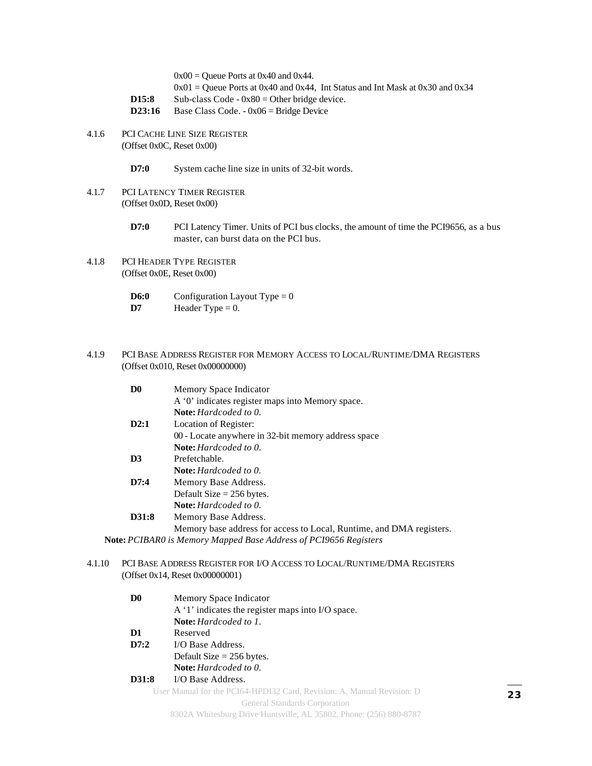0x00 = Queue Ports at 0x40 and 0x44.
0x01 = Queue Ports at 0x40 and 0x44, Int Status and Int Mask at 0x30 and 0x34

**D15:8** Sub-class Code - 0x80 = Other bridge device.
**D23:16** Base Class Code. - 0x06 = Bridge Device

### 4.1.6 PCI Cache Line Size Register
(Offset 0x0C, Reset 0x00)

**D7:0** System cache line size in units of 32-bit words.

### 4.1.7 PCI Latency Timer Register
(Offset 0x0D, Reset 0x00)

**D7:0** PCI Latency Timer. Units of PCI bus clocks, the amount of time the PCI9656, as a bus master, can burst data on the PCI bus.

### 4.1.8 PCI Header Type Register
(Offset 0x0E, Reset 0x00)

**D6:0** Configuration Layout Type = 0
**D7** Header Type = 0.

### 4.1.9 PCI Base Address Register for Memory Access to Local/Runtime/DMA Registers
(Offset 0x010, Reset 0x00000000)

**D0** Memory Space Indicator
A '0' indicates register maps into Memory space.
**Note:** *Hardcoded to 0.*

**D2:1** Location of Register:
00 - Locate anywhere in 32-bit memory address space
**Note:** *Hardcoded to 0.*

**D3** Prefetchable.
**Note:** *Hardcoded to 0.*

**D7:4** Memory Base Address.
Default Size = 256 bytes.
**Note:** *Hardcoded to 0.*

**D31:8** Memory Base Address.
Memory base address for access to Local, Runtime, and DMA registers.

**Note:** *PCIBAR0 is Memory Mapped Base Address of PCI9656 Registers*

### 4.1.10 PCI Base Address Register for I/O Access to Local/Runtime/DMA Registers
(Offset 0x14, Reset 0x00000001)

**D0** Memory Space Indicator
A '1' indicates the register maps into I/O space.
**Note:** *Hardcoded to 1.*

**D1** Reserved

**D7:2** I/O Base Address.
Default Size = 256 bytes.
**Note:** *Hardcoded to 0.*

**D31:8** I/O Base Address.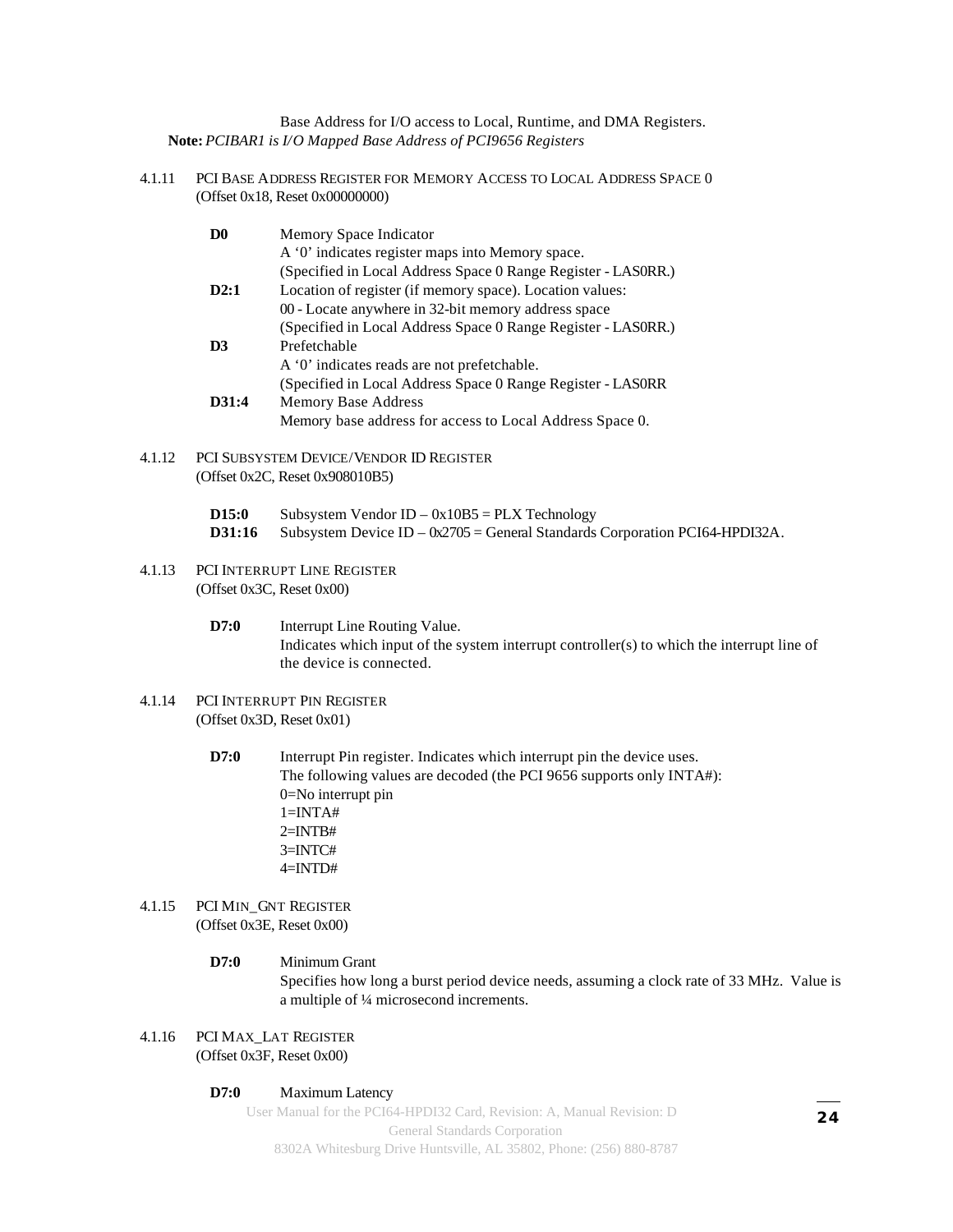Base Address for I/O access to Local, Runtime, and DMA Registers.

**Note:** *PCIBAR1 is I/O Mapped Base Address of PCI9656 Registers*

### 4.1.11 PCI Base Address Register for Memory Access to Local Address Space 0

(Offset 0x18, Reset 0x00000000)

**D0** Memory Space Indicator
A '0' indicates register maps into Memory space.
(Specified in Local Address Space 0 Range Register - LAS0RR.)

**D2:1** Location of register (if memory space). Location values:
00 - Locate anywhere in 32-bit memory address space
(Specified in Local Address Space 0 Range Register - LAS0RR.)

**D3** Prefetchable
A '0' indicates reads are not prefetchable.
(Specified in Local Address Space 0 Range Register - LAS0RR

**D31:4** Memory Base Address
Memory base address for access to Local Address Space 0.

### 4.1.12 PCI Subsystem Device/Vendor ID Register

(Offset 0x2C, Reset 0x908010B5)

**D15:0** Subsystem Vendor ID – 0x10B5 = PLX Technology

**D31:16** Subsystem Device ID – 0x2705 = General Standards Corporation PCI64-HPDI32A.

### 4.1.13 PCI Interrupt Line Register

(Offset 0x3C, Reset 0x00)

**D7:0** Interrupt Line Routing Value.
Indicates which input of the system interrupt controller(s) to which the interrupt line of the device is connected.

### 4.1.14 PCI Interrupt Pin Register

(Offset 0x3D, Reset 0x01)

**D7:0** Interrupt Pin register. Indicates which interrupt pin the device uses.
The following values are decoded (the PCI 9656 supports only INTA#):
0=No interrupt pin
1=INTA#
2=INTB#
3=INTC#
4=INTD#

### 4.1.15 PCI Min_Gnt Register

(Offset 0x3E, Reset 0x00)

**D7:0** Minimum Grant
Specifies how long a burst period device needs, assuming a clock rate of 33 MHz. Value is a multiple of ¼ microsecond increments.

### 4.1.16 PCI Max_Lat Register

(Offset 0x3F, Reset 0x00)

**D7:0** Maximum Latency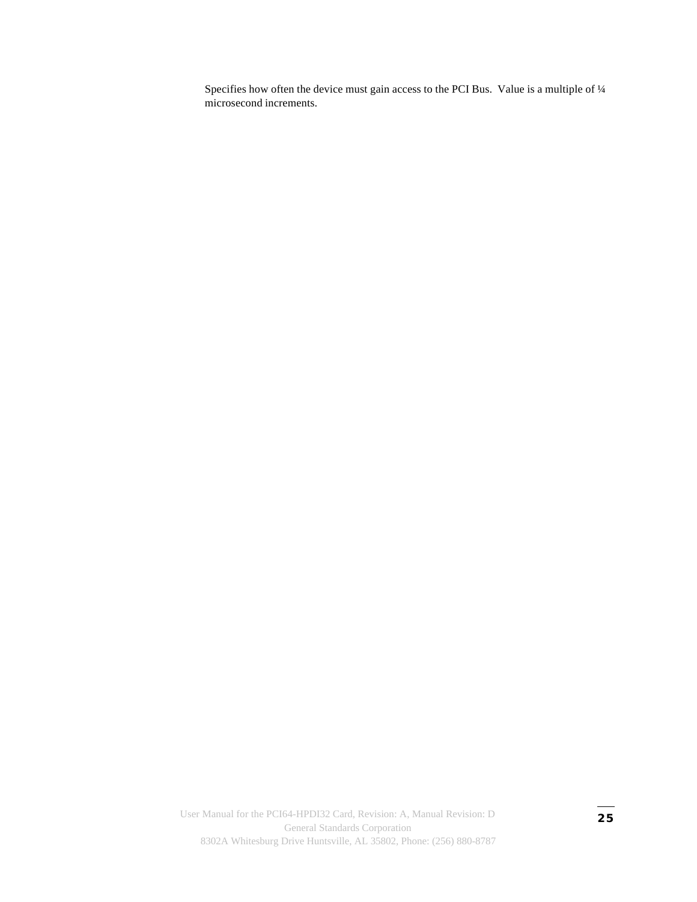Specifies how often the device must gain access to the PCI Bus. Value is a multiple of ¼ microsecond increments.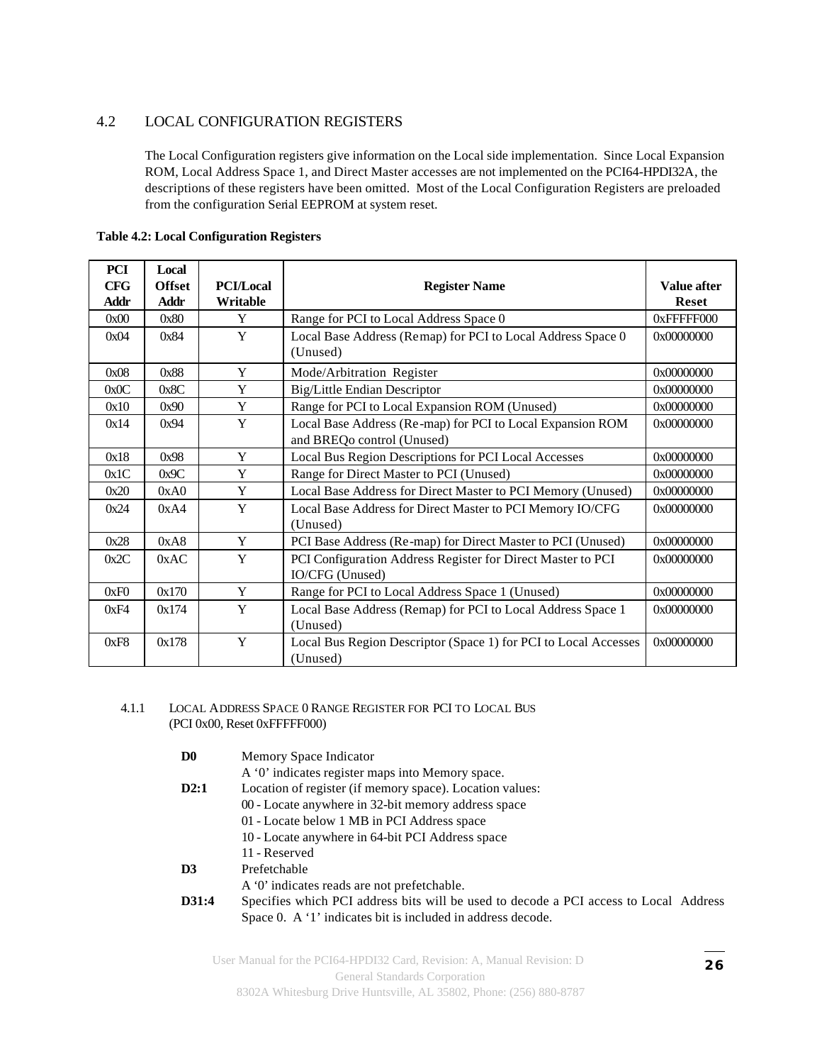## 4.2 LOCAL CONFIGURATION REGISTERS

The Local Configuration registers give information on the Local side implementation. Since Local Expansion ROM, Local Address Space 1, and Direct Master accesses are not implemented on the PCI64-HPDI32A, the descriptions of these registers have been omitted. Most of the Local Configuration Registers are preloaded from the configuration Serial EEPROM at system reset.

**Table 4.2: Local Configuration Registers**

| PCI CFG Addr | Local Offset Addr | PCI/Local Writable | Register Name | Value after Reset |
|---|---|---|---|---|
| 0x00 | 0x80 | Y | Range for PCI to Local Address Space 0 | 0xFFFFF000 |
| 0x04 | 0x84 | Y | Local Base Address (Remap) for PCI to Local Address Space 0 (Unused) | 0x00000000 |
| 0x08 | 0x88 | Y | Mode/Arbitration Register | 0x00000000 |
| 0x0C | 0x8C | Y | Big/Little Endian Descriptor | 0x00000000 |
| 0x10 | 0x90 | Y | Range for PCI to Local Expansion ROM (Unused) | 0x00000000 |
| 0x14 | 0x94 | Y | Local Base Address (Re-map) for PCI to Local Expansion ROM and BREQo control (Unused) | 0x00000000 |
| 0x18 | 0x98 | Y | Local Bus Region Descriptions for PCI Local Accesses | 0x00000000 |
| 0x1C | 0x9C | Y | Range for Direct Master to PCI (Unused) | 0x00000000 |
| 0x20 | 0xA0 | Y | Local Base Address for Direct Master to PCI Memory (Unused) | 0x00000000 |
| 0x24 | 0xA4 | Y | Local Base Address for Direct Master to PCI Memory IO/CFG (Unused) | 0x00000000 |
| 0x28 | 0xA8 | Y | PCI Base Address (Re-map) for Direct Master to PCI (Unused) | 0x00000000 |
| 0x2C | 0xAC | Y | PCI Configuration Address Register for Direct Master to PCI IO/CFG (Unused) | 0x00000000 |
| 0xF0 | 0x170 | Y | Range for PCI to Local Address Space 1 (Unused) | 0x00000000 |
| 0xF4 | 0x174 | Y | Local Base Address (Remap) for PCI to Local Address Space 1 (Unused) | 0x00000000 |
| 0xF8 | 0x178 | Y | Local Bus Region Descriptor (Space 1) for PCI to Local Accesses (Unused) | 0x00000000 |

### 4.1.1 LOCAL ADDRESS SPACE 0 RANGE REGISTER FOR PCI TO LOCAL BUS (PCI 0x00, Reset 0xFFFFF000)

**D0** Memory Space Indicator
A '0' indicates register maps into Memory space.

**D2:1** Location of register (if memory space). Location values:
00 - Locate anywhere in 32-bit memory address space
01 - Locate below 1 MB in PCI Address space
10 - Locate anywhere in 64-bit PCI Address space
11 - Reserved

**D3** Prefetchable
A '0' indicates reads are not prefetchable.

**D31:4** Specifies which PCI address bits will be used to decode a PCI access to Local Address Space 0. A '1' indicates bit is included in address decode.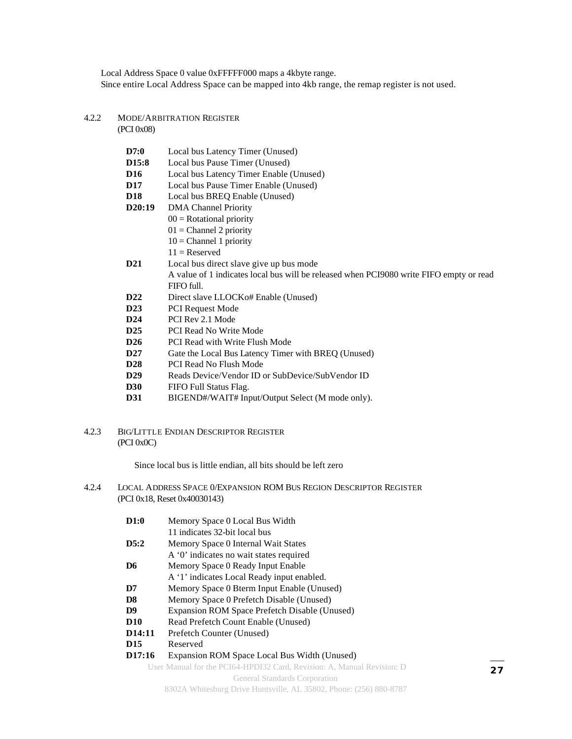Local Address Space 0 value 0xFFFFF000 maps a 4kbyte range.
Since entire Local Address Space can be mapped into 4kb range, the remap register is not used.

### 4.2.2 MODE/ARBITRATION REGISTER
(PCI 0x08)

| | |
|---|---|
| **D7:0** | Local bus Latency Timer (Unused) |
| **D15:8** | Local bus Pause Timer (Unused) |
| **D16** | Local bus Latency Timer Enable (Unused) |
| **D17** | Local bus Pause Timer Enable (Unused) |
| **D18** | Local bus BREQ Enable (Unused) |
| **D20:19** | DMA Channel Priority<br>00 = Rotational priority<br>01 = Channel 2 priority<br>10 = Channel 1 priority<br>11 = Reserved |
| **D21** | Local bus direct slave give up bus mode<br>A value of 1 indicates local bus will be released when PCI9080 write FIFO empty or read FIFO full. |
| **D22** | Direct slave LLOCKo# Enable (Unused) |
| **D23** | PCI Request Mode |
| **D24** | PCI Rev 2.1 Mode |
| **D25** | PCI Read No Write Mode |
| **D26** | PCI Read with Write Flush Mode |
| **D27** | Gate the Local Bus Latency Timer with BREQ (Unused) |
| **D28** | PCI Read No Flush Mode |
| **D29** | Reads Device/Vendor ID or SubDevice/SubVendor ID |
| **D30** | FIFO Full Status Flag. |
| **D31** | BIGEND#/WAIT# Input/Output Select (M mode only). |

### 4.2.3 BIG/LITTLE ENDIAN DESCRIPTOR REGISTER
(PCI 0x0C)

Since local bus is little endian, all bits should be left zero

### 4.2.4 LOCAL ADDRESS SPACE 0/EXPANSION ROM BUS REGION DESCRIPTOR REGISTER
(PCI 0x18, Reset 0x40030143)

| | |
|---|---|
| **D1:0** | Memory Space 0 Local Bus Width<br>11 indicates 32-bit local bus |
| **D5:2** | Memory Space 0 Internal Wait States<br>A '0' indicates no wait states required |
| **D6** | Memory Space 0 Ready Input Enable<br>A '1' indicates Local Ready input enabled. |
| **D7** | Memory Space 0 Bterm Input Enable (Unused) |
| **D8** | Memory Space 0 Prefetch Disable (Unused) |
| **D9** | Expansion ROM Space Prefetch Disable (Unused) |
| **D10** | Read Prefetch Count Enable (Unused) |
| **D14:11** | Prefetch Counter (Unused) |
| **D15** | Reserved |
| **D17:16** | Expansion ROM Space Local Bus Width (Unused) |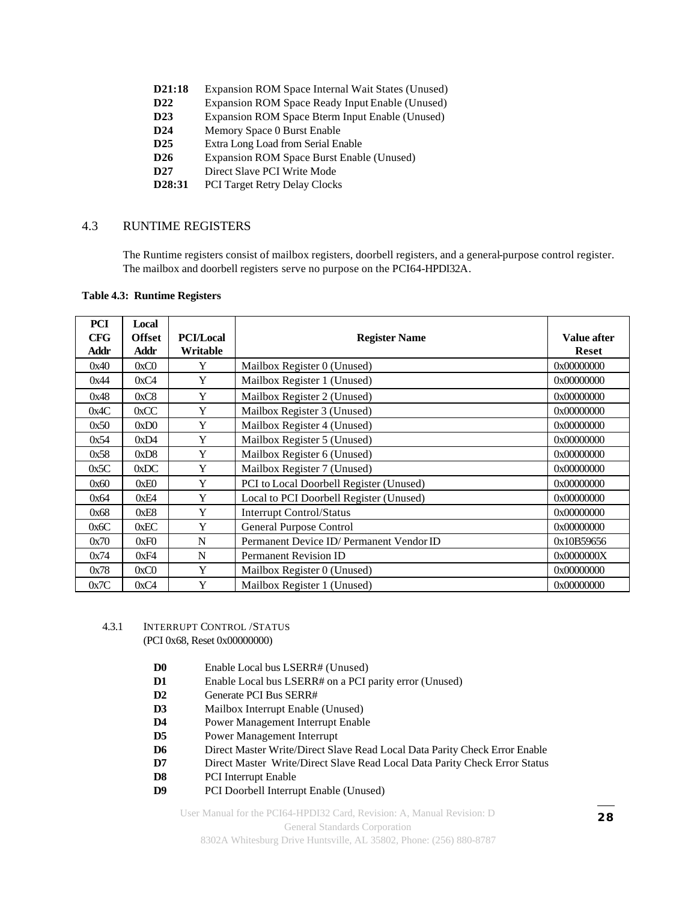**D21:18** Expansion ROM Space Internal Wait States (Unused)
**D22** Expansion ROM Space Ready Input Enable (Unused)
**D23** Expansion ROM Space Bterm Input Enable (Unused)
**D24** Memory Space 0 Burst Enable
**D25** Extra Long Load from Serial Enable
**D26** Expansion ROM Space Burst Enable (Unused)
**D27** Direct Slave PCI Write Mode
**D28:31** PCI Target Retry Delay Clocks

## 4.3 RUNTIME REGISTERS

The Runtime registers consist of mailbox registers, doorbell registers, and a general-purpose control register. The mailbox and doorbell registers serve no purpose on the PCI64-HPDI32A.

**Table 4.3: Runtime Registers**

| PCI CFG Addr | Local Offset Addr | PCI/Local Writable | Register Name | Value after Reset |
|---|---|---|---|---|
| 0x40 | 0xC0 | Y | Mailbox Register 0 (Unused) | 0x00000000 |
| 0x44 | 0xC4 | Y | Mailbox Register 1 (Unused) | 0x00000000 |
| 0x48 | 0xC8 | Y | Mailbox Register 2 (Unused) | 0x00000000 |
| 0x4C | 0xCC | Y | Mailbox Register 3 (Unused) | 0x00000000 |
| 0x50 | 0xD0 | Y | Mailbox Register 4 (Unused) | 0x00000000 |
| 0x54 | 0xD4 | Y | Mailbox Register 5 (Unused) | 0x00000000 |
| 0x58 | 0xD8 | Y | Mailbox Register 6 (Unused) | 0x00000000 |
| 0x5C | 0xDC | Y | Mailbox Register 7 (Unused) | 0x00000000 |
| 0x60 | 0xE0 | Y | PCI to Local Doorbell Register (Unused) | 0x00000000 |
| 0x64 | 0xE4 | Y | Local to PCI Doorbell Register (Unused) | 0x00000000 |
| 0x68 | 0xE8 | Y | Interrupt Control/Status | 0x00000000 |
| 0x6C | 0xEC | Y | General Purpose Control | 0x00000000 |
| 0x70 | 0xF0 | N | Permanent Device ID/ Permanent Vendor ID | 0x10B59656 |
| 0x74 | 0xF4 | N | Permanent Revision ID | 0x0000000X |
| 0x78 | 0xC0 | Y | Mailbox Register 0 (Unused) | 0x00000000 |
| 0x7C | 0xC4 | Y | Mailbox Register 1 (Unused) | 0x00000000 |

### 4.3.1 INTERRUPT CONTROL /STATUS

(PCI 0x68, Reset 0x00000000)

**D0** Enable Local bus LSERR# (Unused)
**D1** Enable Local bus LSERR# on a PCI parity error (Unused)
**D2** Generate PCI Bus SERR#
**D3** Mailbox Interrupt Enable (Unused)
**D4** Power Management Interrupt Enable
**D5** Power Management Interrupt
**D6** Direct Master Write/Direct Slave Read Local Data Parity Check Error Enable
**D7** Direct Master Write/Direct Slave Read Local Data Parity Check Error Status
**D8** PCI Interrupt Enable
**D9** PCI Doorbell Interrupt Enable (Unused)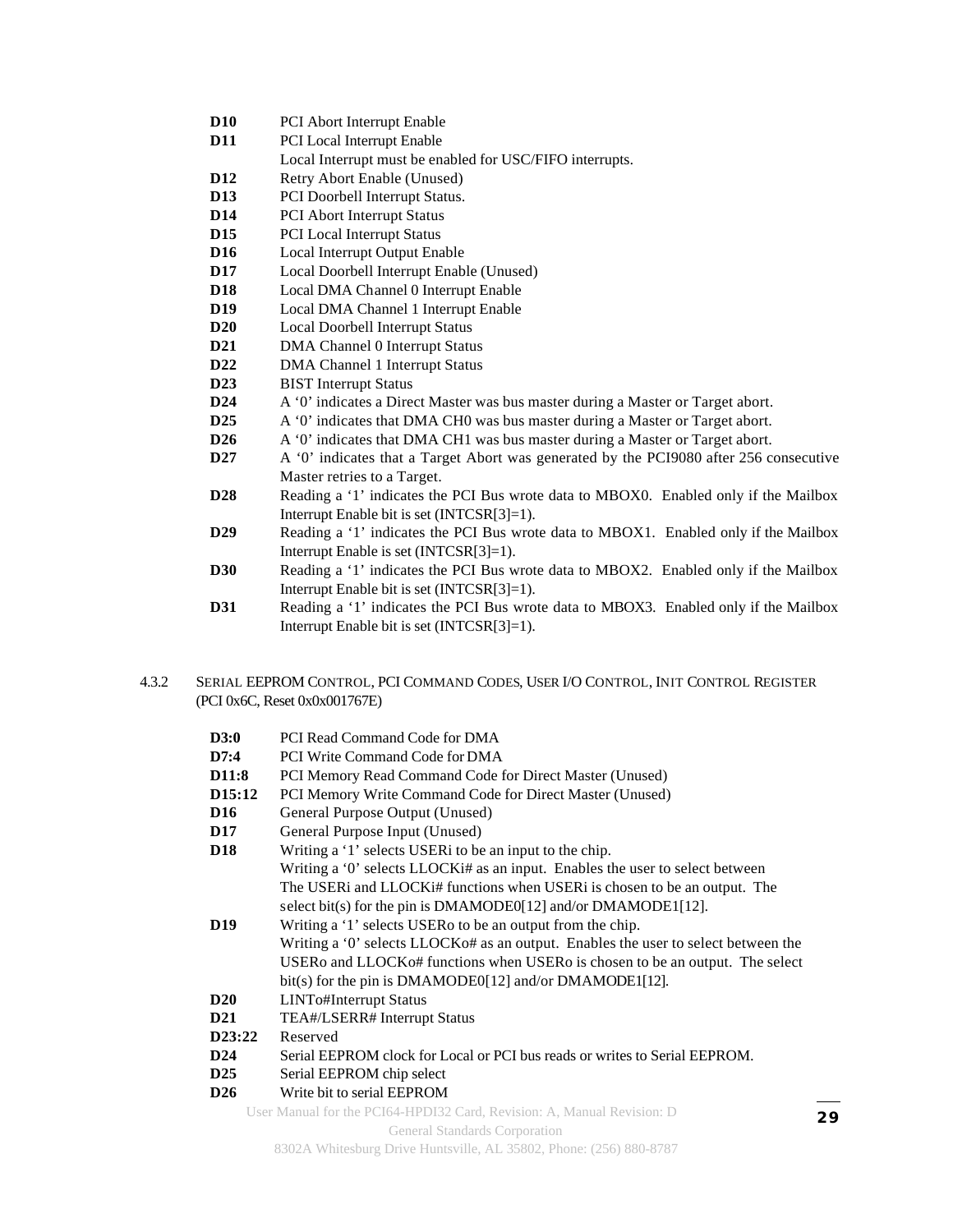**D10** PCI Abort Interrupt Enable

**D11** PCI Local Interrupt Enable
Local Interrupt must be enabled for USC/FIFO interrupts.

**D12** Retry Abort Enable (Unused)

**D13** PCI Doorbell Interrupt Status.

**D14** PCI Abort Interrupt Status

**D15** PCI Local Interrupt Status

**D16** Local Interrupt Output Enable

**D17** Local Doorbell Interrupt Enable (Unused)

**D18** Local DMA Channel 0 Interrupt Enable

**D19** Local DMA Channel 1 Interrupt Enable

**D20** Local Doorbell Interrupt Status

**D21** DMA Channel 0 Interrupt Status

**D22** DMA Channel 1 Interrupt Status

**D23** BIST Interrupt Status

**D24** A '0' indicates a Direct Master was bus master during a Master or Target abort.

**D25** A '0' indicates that DMA CH0 was bus master during a Master or Target abort.

**D26** A '0' indicates that DMA CH1 was bus master during a Master or Target abort.

**D27** A '0' indicates that a Target Abort was generated by the PCI9080 after 256 consecutive Master retries to a Target.

**D28** Reading a '1' indicates the PCI Bus wrote data to MBOX0. Enabled only if the Mailbox Interrupt Enable bit is set (INTCSR[3]=1).

**D29** Reading a '1' indicates the PCI Bus wrote data to MBOX1. Enabled only if the Mailbox Interrupt Enable is set (INTCSR[3]=1).

**D30** Reading a '1' indicates the PCI Bus wrote data to MBOX2. Enabled only if the Mailbox Interrupt Enable bit is set (INTCSR[3]=1).

**D31** Reading a '1' indicates the PCI Bus wrote data to MBOX3. Enabled only if the Mailbox Interrupt Enable bit is set (INTCSR[3]=1).

### 4.3.2 Serial EEPROM Control, PCI Command Codes, User I/O Control, Init Control Register (PCI 0x6C, Reset 0x0x001767E)

**D3:0** PCI Read Command Code for DMA

**D7:4** PCI Write Command Code for DMA

**D11:8** PCI Memory Read Command Code for Direct Master (Unused)

**D15:12** PCI Memory Write Command Code for Direct Master (Unused)

**D16** General Purpose Output (Unused)

**D17** General Purpose Input (Unused)

**D18** Writing a '1' selects USERi to be an input to the chip.
Writing a '0' selects LLOCKi# as an input. Enables the user to select between The USERi and LLOCKi# functions when USERi is chosen to be an output. The select bit(s) for the pin is DMAMODE0[12] and/or DMAMODE1[12].

**D19** Writing a '1' selects USERo to be an output from the chip.
Writing a '0' selects LLOCKo# as an output. Enables the user to select between the USERo and LLOCKo# functions when USERo is chosen to be an output. The select bit(s) for the pin is DMAMODE0[12] and/or DMAMODE1[12].

**D20** LINTo#Interrupt Status

**D21** TEA#/LSERR# Interrupt Status

**D23:22** Reserved

**D24** Serial EEPROM clock for Local or PCI bus reads or writes to Serial EEPROM.

**D25** Serial EEPROM chip select

**D26** Write bit to serial EEPROM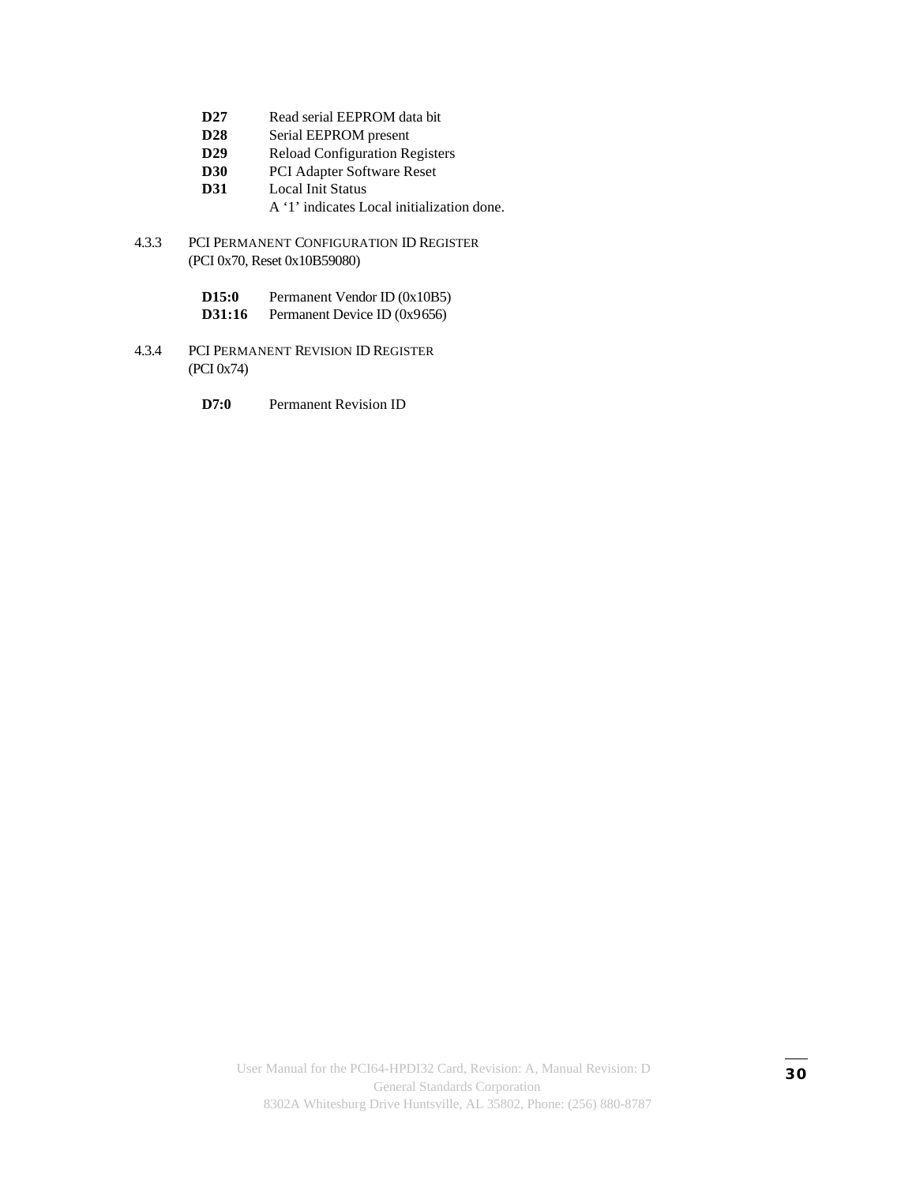| | |
|---|---|
| **D27** | Read serial EEPROM data bit |
| **D28** | Serial EEPROM present |
| **D29** | Reload Configuration Registers |
| **D30** | PCI Adapter Software Reset |
| **D31** | Local Init Status<br>A '1' indicates Local initialization done. |

### 4.3.3 PCI PERMANENT CONFIGURATION ID REGISTER
(PCI 0x70, Reset 0x10B59080)

| | |
|---|---|
| **D15:0** | Permanent Vendor ID (0x10B5) |
| **D31:16** | Permanent Device ID (0x9656) |

### 4.3.4 PCI PERMANENT REVISION ID REGISTER
(PCI 0x74)

| | |
|---|---|
| **D7:0** | Permanent Revision ID |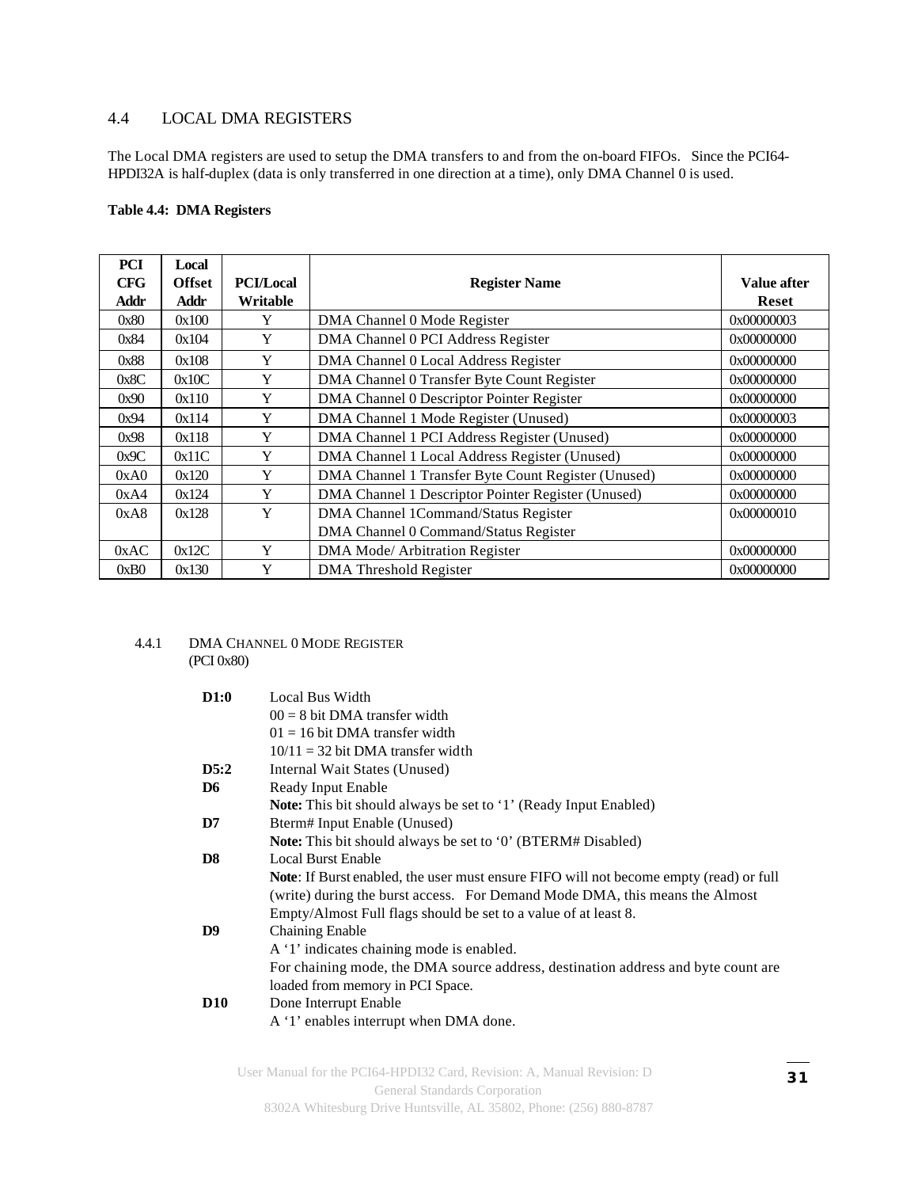## 4.4 LOCAL DMA REGISTERS

The Local DMA registers are used to setup the DMA transfers to and from the on-board FIFOs. Since the PCI64-HPDI32A is half-duplex (data is only transferred in one direction at a time), only DMA Channel 0 is used.

**Table 4.4: DMA Registers**

| PCI CFG Addr | Local Offset Addr | PCI/Local Writable | Register Name | Value after Reset |
|---|---|---|---|---|
| 0x80 | 0x100 | Y | DMA Channel 0 Mode Register | 0x00000003 |
| 0x84 | 0x104 | Y | DMA Channel 0 PCI Address Register | 0x00000000 |
| 0x88 | 0x108 | Y | DMA Channel 0 Local Address Register | 0x00000000 |
| 0x8C | 0x10C | Y | DMA Channel 0 Transfer Byte Count Register | 0x00000000 |
| 0x90 | 0x110 | Y | DMA Channel 0 Descriptor Pointer Register | 0x00000000 |
| 0x94 | 0x114 | Y | DMA Channel 1 Mode Register (Unused) | 0x00000003 |
| 0x98 | 0x118 | Y | DMA Channel 1 PCI Address Register (Unused) | 0x00000000 |
| 0x9C | 0x11C | Y | DMA Channel 1 Local Address Register (Unused) | 0x00000000 |
| 0xA0 | 0x120 | Y | DMA Channel 1 Transfer Byte Count Register (Unused) | 0x00000000 |
| 0xA4 | 0x124 | Y | DMA Channel 1 Descriptor Pointer Register (Unused) | 0x00000000 |
| 0xA8 | 0x128 | Y | DMA Channel 1Command/Status Register<br>DMA Channel 0 Command/Status Register | 0x00000010 |
| 0xAC | 0x12C | Y | DMA Mode/ Arbitration Register | 0x00000000 |
| 0xB0 | 0x130 | Y | DMA Threshold Register | 0x00000000 |

### 4.4.1 DMA CHANNEL 0 MODE REGISTER
(PCI 0x80)

**D1:0** Local Bus Width
00 = 8 bit DMA transfer width
01 = 16 bit DMA transfer width
10/11 = 32 bit DMA transfer width

**D5:2** Internal Wait States (Unused)

**D6** Ready Input Enable
**Note:** This bit should always be set to '1' (Ready Input Enabled)

**D7** Bterm# Input Enable (Unused)
**Note:** This bit should always be set to '0' (BTERM# Disabled)

**D8** Local Burst Enable
**Note**: If Burst enabled, the user must ensure FIFO will not become empty (read) or full (write) during the burst access. For Demand Mode DMA, this means the Almost Empty/Almost Full flags should be set to a value of at least 8.

**D9** Chaining Enable
A '1' indicates chaining mode is enabled.
For chaining mode, the DMA source address, destination address and byte count are loaded from memory in PCI Space.

**D10** Done Interrupt Enable
A '1' enables interrupt when DMA done.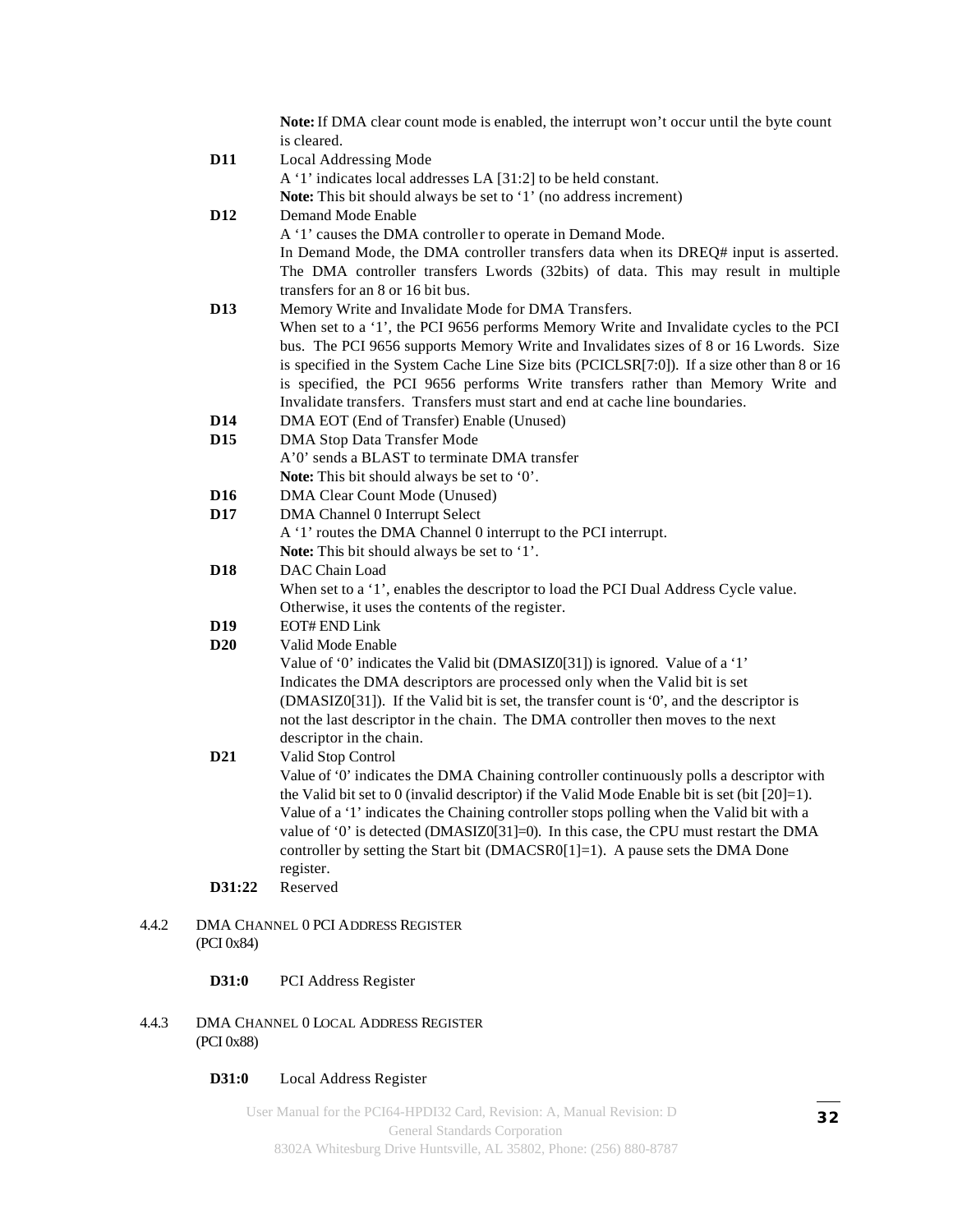**Note:** If DMA clear count mode is enabled, the interrupt won't occur until the byte count is cleared.

**D11** Local Addressing Mode
A '1' indicates local addresses LA [31:2] to be held constant.
**Note:** This bit should always be set to '1' (no address increment)

**D12** Demand Mode Enable
A '1' causes the DMA controller to operate in Demand Mode.
In Demand Mode, the DMA controller transfers data when its DREQ# input is asserted. The DMA controller transfers Lwords (32bits) of data. This may result in multiple transfers for an 8 or 16 bit bus.

**D13** Memory Write and Invalidate Mode for DMA Transfers.
When set to a '1', the PCI 9656 performs Memory Write and Invalidate cycles to the PCI bus. The PCI 9656 supports Memory Write and Invalidates sizes of 8 or 16 Lwords. Size is specified in the System Cache Line Size bits (PCICLSR[7:0]). If a size other than 8 or 16 is specified, the PCI 9656 performs Write transfers rather than Memory Write and Invalidate transfers. Transfers must start and end at cache line boundaries.

**D14** DMA EOT (End of Transfer) Enable (Unused)

**D15** DMA Stop Data Transfer Mode
A'0' sends a BLAST to terminate DMA transfer
**Note:** This bit should always be set to '0'.

**D16** DMA Clear Count Mode (Unused)

**D17** DMA Channel 0 Interrupt Select
A '1' routes the DMA Channel 0 interrupt to the PCI interrupt.
**Note:** This bit should always be set to '1'.

**D18** DAC Chain Load
When set to a '1', enables the descriptor to load the PCI Dual Address Cycle value. Otherwise, it uses the contents of the register.

**D19** EOT# END Link

**D20** Valid Mode Enable
Value of '0' indicates the Valid bit (DMASIZ0[31]) is ignored. Value of a '1' Indicates the DMA descriptors are processed only when the Valid bit is set (DMASIZ0[31]). If the Valid bit is set, the transfer count is '0', and the descriptor is not the last descriptor in the chain. The DMA controller then moves to the next descriptor in the chain.

**D21** Valid Stop Control
Value of '0' indicates the DMA Chaining controller continuously polls a descriptor with the Valid bit set to 0 (invalid descriptor) if the Valid Mode Enable bit is set (bit [20]=1). Value of a '1' indicates the Chaining controller stops polling when the Valid bit with a value of '0' is detected (DMASIZ0[31]=0). In this case, the CPU must restart the DMA controller by setting the Start bit (DMACSR0[1]=1). A pause sets the DMA Done register.

**D31:22** Reserved

### 4.4.2 DMA Channel 0 PCI Address Register
(PCI 0x84)

**D31:0** PCI Address Register

### 4.4.3 DMA Channel 0 Local Address Register
(PCI 0x88)

**D31:0** Local Address Register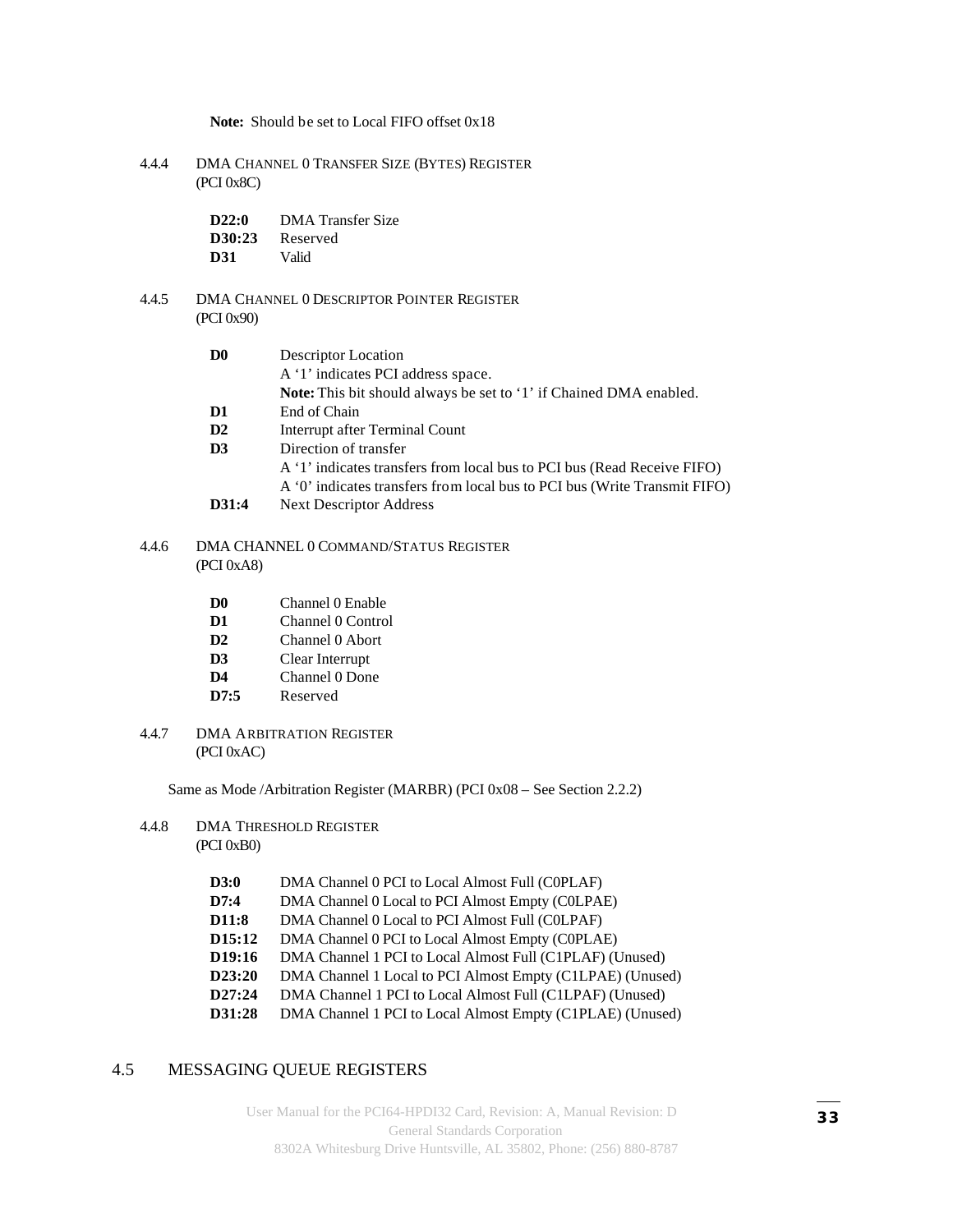**Note:** Should be set to Local FIFO offset 0x18

### 4.4.4 DMA CHANNEL 0 TRANSFER SIZE (BYTES) REGISTER
(PCI 0x8C)

| | |
|---|---|
| **D22:0** | DMA Transfer Size |
| **D30:23** | Reserved |
| **D31** | Valid |

### 4.4.5 DMA CHANNEL 0 DESCRIPTOR POINTER REGISTER
(PCI 0x90)

| | |
|---|---|
| **D0** | Descriptor Location<br>A '1' indicates PCI address space.<br>**Note:** This bit should always be set to '1' if Chained DMA enabled. |
| **D1** | End of Chain |
| **D2** | Interrupt after Terminal Count |
| **D3** | Direction of transfer<br>A '1' indicates transfers from local bus to PCI bus (Read Receive FIFO)<br>A '0' indicates transfers from local bus to PCI bus (Write Transmit FIFO) |
| **D31:4** | Next Descriptor Address |

### 4.4.6 DMA CHANNEL 0 COMMAND/STATUS REGISTER
(PCI 0xA8)

| | |
|---|---|
| **D0** | Channel 0 Enable |
| **D1** | Channel 0 Control |
| **D2** | Channel 0 Abort |
| **D3** | Clear Interrupt |
| **D4** | Channel 0 Done |
| **D7:5** | Reserved |

### 4.4.7 DMA ARBITRATION REGISTER
(PCI 0xAC)

Same as Mode /Arbitration Register (MARBR) (PCI 0x08 – See Section 2.2.2)

### 4.4.8 DMA THRESHOLD REGISTER
(PCI 0xB0)

| | |
|---|---|
| **D3:0** | DMA Channel 0 PCI to Local Almost Full (C0PLAF) |
| **D7:4** | DMA Channel 0 Local to PCI Almost Empty (C0LPAE) |
| **D11:8** | DMA Channel 0 Local to PCI Almost Full (C0LPAF) |
| **D15:12** | DMA Channel 0 PCI to Local Almost Empty (C0PLAE) |
| **D19:16** | DMA Channel 1 PCI to Local Almost Full (C1PLAF) (Unused) |
| **D23:20** | DMA Channel 1 Local to PCI Almost Empty (C1LPAE) (Unused) |
| **D27:24** | DMA Channel 1 PCI to Local Almost Full (C1LPAF) (Unused) |
| **D31:28** | DMA Channel 1 PCI to Local Almost Empty (C1PLAE) (Unused) |

## 4.5 MESSAGING QUEUE REGISTERS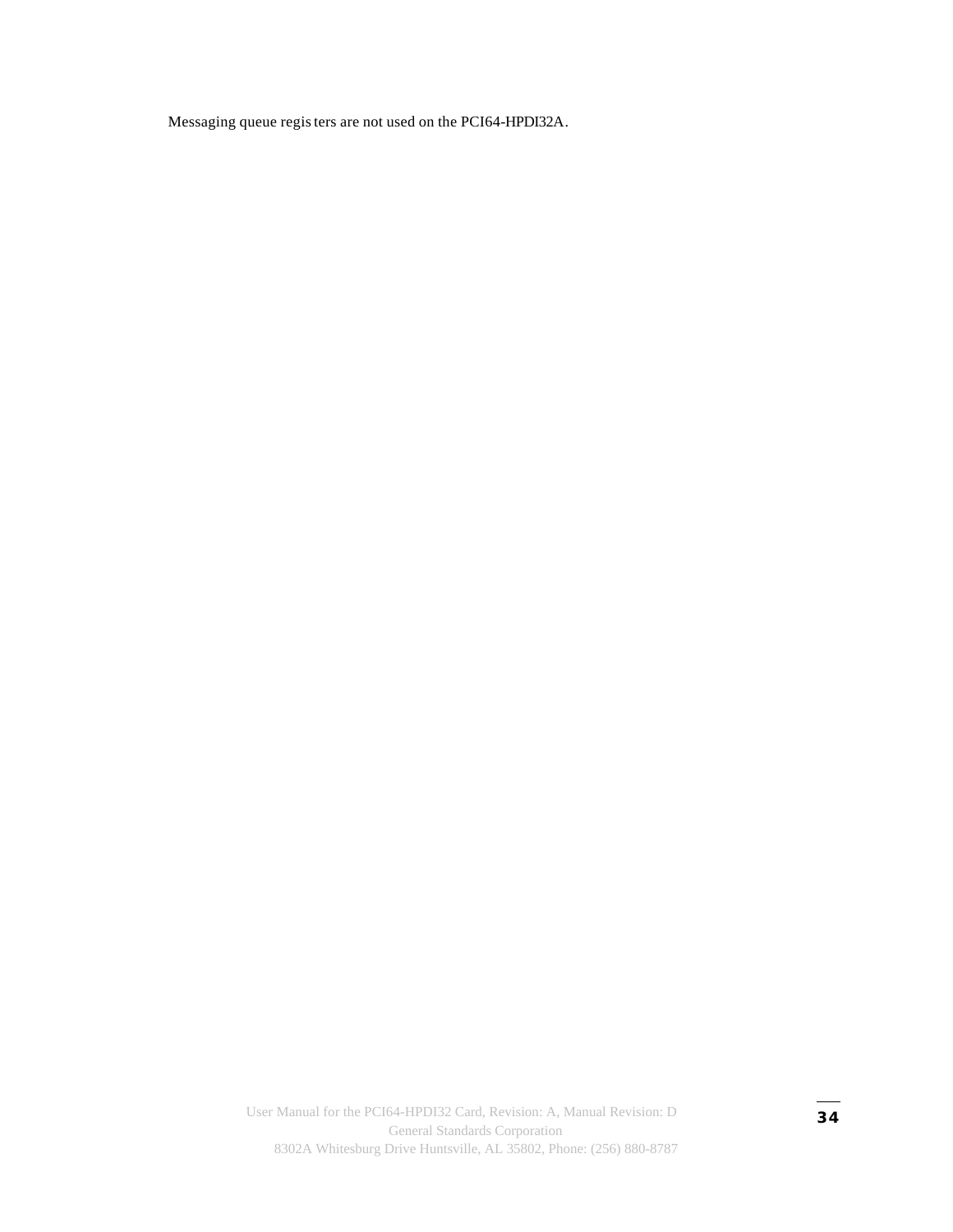Messaging queue registers are not used on the PCI64-HPDI32A.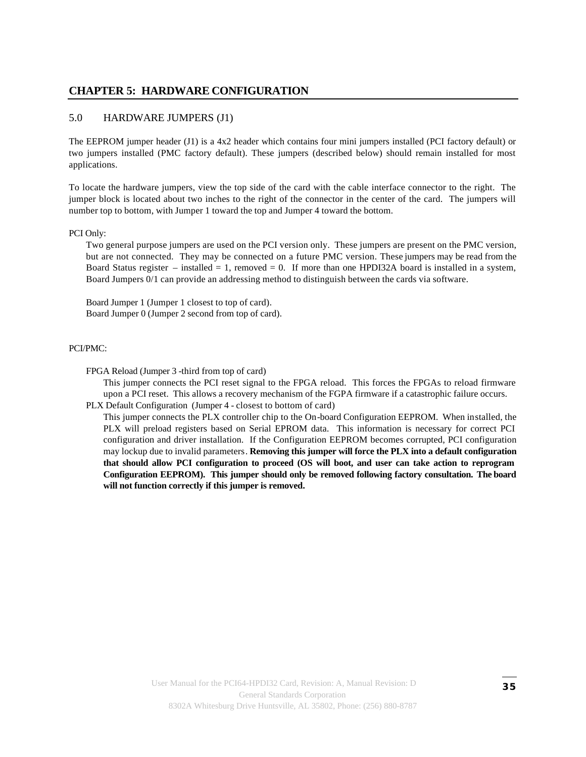# CHAPTER 5: HARDWARE CONFIGURATION

## 5.0 HARDWARE JUMPERS (J1)

The EEPROM jumper header (J1) is a 4x2 header which contains four mini jumpers installed (PCI factory default) or two jumpers installed (PMC factory default). These jumpers (described below) should remain installed for most applications.

To locate the hardware jumpers, view the top side of the card with the cable interface connector to the right. The jumper block is located about two inches to the right of the connector in the center of the card. The jumpers will number top to bottom, with Jumper 1 toward the top and Jumper 4 toward the bottom.

PCI Only:

Two general purpose jumpers are used on the PCI version only. These jumpers are present on the PMC version, but are not connected. They may be connected on a future PMC version. These jumpers may be read from the Board Status register – installed = 1, removed = 0. If more than one HPDI32A board is installed in a system, Board Jumpers 0/1 can provide an addressing method to distinguish between the cards via software.

Board Jumper 1 (Jumper 1 closest to top of card).
Board Jumper 0 (Jumper 2 second from top of card).

PCI/PMC:

FPGA Reload (Jumper 3 -third from top of card)

This jumper connects the PCI reset signal to the FPGA reload. This forces the FPGAs to reload firmware upon a PCI reset. This allows a recovery mechanism of the FGPA firmware if a catastrophic failure occurs.

PLX Default Configuration (Jumper 4 - closest to bottom of card)

This jumper connects the PLX controller chip to the On-board Configuration EEPROM. When installed, the PLX will preload registers based on Serial EPROM data. This information is necessary for correct PCI configuration and driver installation. If the Configuration EEPROM becomes corrupted, PCI configuration may lockup due to invalid parameters. **Removing this jumper will force the PLX into a default configuration that should allow PCI configuration to proceed (OS will boot, and user can take action to reprogram Configuration EEPROM). This jumper should only be removed following factory consultation. The board will not function correctly if this jumper is removed.**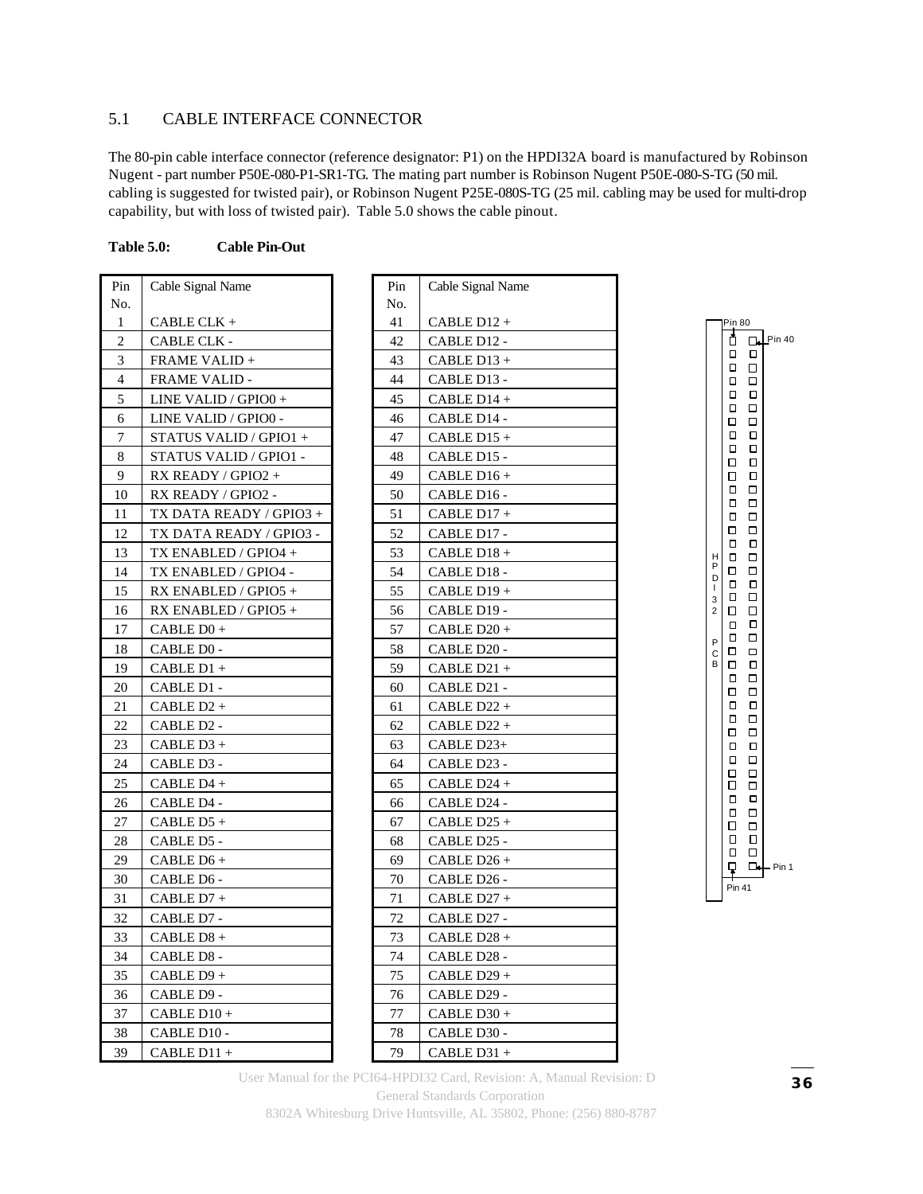## 5.1 CABLE INTERFACE CONNECTOR

The 80-pin cable interface connector (reference designator: P1) on the HPDI32A board is manufactured by Robinson Nugent - part number P50E-080-P1-SR1-TG. The mating part number is Robinson Nugent P50E-080-S-TG (50 mil. cabling is suggested for twisted pair), or Robinson Nugent P25E-080S-TG (25 mil. cabling may be used for multi-drop capability, but with loss of twisted pair). Table 5.0 shows the cable pinout.

**Table 5.0: Cable Pin-Out**

| Pin No. | Cable Signal Name | Pin No. | Cable Signal Name |
|---|---|---|---|
| 1 | CABLE CLK + | 41 | CABLE D12 + |
| 2 | CABLE CLK - | 42 | CABLE D12 - |
| 3 | FRAME VALID + | 43 | CABLE D13 + |
| 4 | FRAME VALID - | 44 | CABLE D13 - |
| 5 | LINE VALID / GPIO0 + | 45 | CABLE D14 + |
| 6 | LINE VALID / GPIO0 - | 46 | CABLE D14 - |
| 7 | STATUS VALID / GPIO1 + | 47 | CABLE D15 + |
| 8 | STATUS VALID / GPIO1 - | 48 | CABLE D15 - |
| 9 | RX READY / GPIO2 + | 49 | CABLE D16 + |
| 10 | RX READY / GPIO2 - | 50 | CABLE D16 - |
| 11 | TX DATA READY / GPIO3 + | 51 | CABLE D17 + |
| 12 | TX DATA READY / GPIO3 - | 52 | CABLE D17 - |
| 13 | TX ENABLED / GPIO4 + | 53 | CABLE D18 + |
| 14 | TX ENABLED / GPIO4 - | 54 | CABLE D18 - |
| 15 | RX ENABLED / GPIO5 + | 55 | CABLE D19 + |
| 16 | RX ENABLED / GPIO5 + | 56 | CABLE D19 - |
| 17 | CABLE D0 + | 57 | CABLE D20 + |
| 18 | CABLE D0 - | 58 | CABLE D20 - |
| 19 | CABLE D1 + | 59 | CABLE D21 + |
| 20 | CABLE D1 - | 60 | CABLE D21 - |
| 21 | CABLE D2 + | 61 | CABLE D22 + |
| 22 | CABLE D2 - | 62 | CABLE D22 + |
| 23 | CABLE D3 + | 63 | CABLE D23+ |
| 24 | CABLE D3 - | 64 | CABLE D23 - |
| 25 | CABLE D4 + | 65 | CABLE D24 + |
| 26 | CABLE D4 - | 66 | CABLE D24 - |
| 27 | CABLE D5 + | 67 | CABLE D25 + |
| 28 | CABLE D5 - | 68 | CABLE D25 - |
| 29 | CABLE D6 + | 69 | CABLE D26 + |
| 30 | CABLE D6 - | 70 | CABLE D26 - |
| 31 | CABLE D7 + | 71 | CABLE D27 + |
| 32 | CABLE D7 - | 72 | CABLE D27 - |
| 33 | CABLE D8 + | 73 | CABLE D28 + |
| 34 | CABLE D8 - | 74 | CABLE D28 - |
| 35 | CABLE D9 + | 75 | CABLE D29 + |
| 36 | CABLE D9 - | 76 | CABLE D29 - |
| 37 | CABLE D10 + | 77 | CABLE D30 + |
| 38 | CABLE D10 - | 78 | CABLE D30 - |
| 39 | CABLE D11 + | 79 | CABLE D31 + |

Pin 80 Pin 40 HPDI32 PCB Pin 1 Pin 41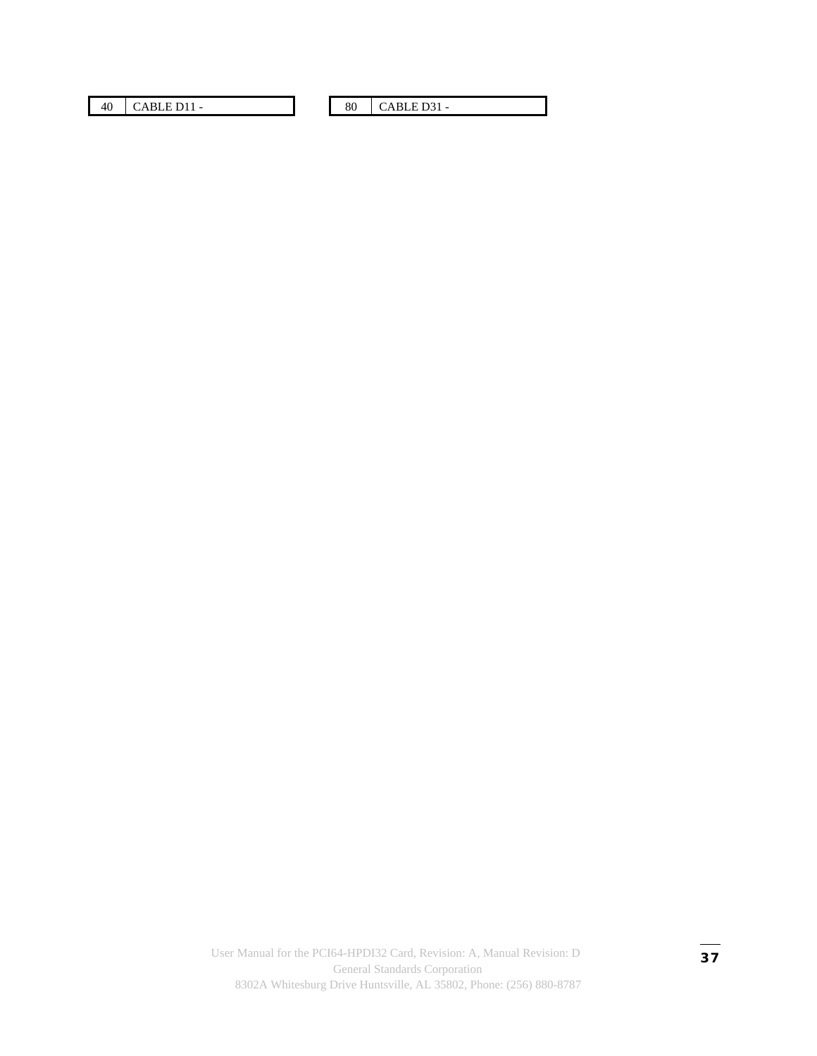| 40 | CABLE D11 - |
|---|---|

| 80 | CABLE D31 - |
|---|---|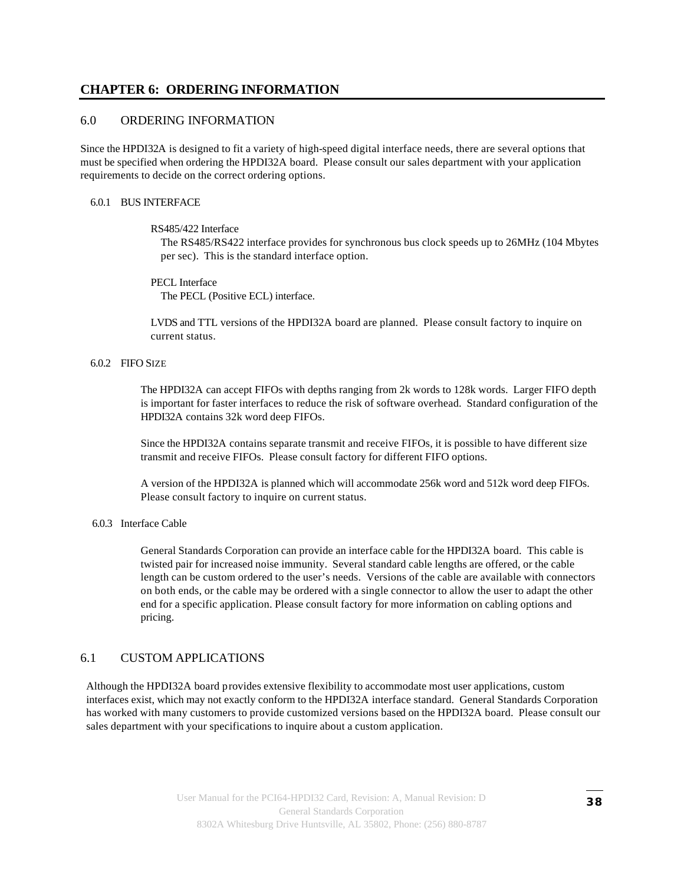# CHAPTER 6: ORDERING INFORMATION

## 6.0 ORDERING INFORMATION

Since the HPDI32A is designed to fit a variety of high-speed digital interface needs, there are several options that must be specified when ordering the HPDI32A board. Please consult our sales department with your application requirements to decide on the correct ordering options.

### 6.0.1 BUS INTERFACE

RS485/422 Interface
The RS485/RS422 interface provides for synchronous bus clock speeds up to 26MHz (104 Mbytes per sec). This is the standard interface option.

PECL Interface
The PECL (Positive ECL) interface.

LVDS and TTL versions of the HPDI32A board are planned. Please consult factory to inquire on current status.

### 6.0.2 FIFO SIZE

The HPDI32A can accept FIFOs with depths ranging from 2k words to 128k words. Larger FIFO depth is important for faster interfaces to reduce the risk of software overhead. Standard configuration of the HPDI32A contains 32k word deep FIFOs.

Since the HPDI32A contains separate transmit and receive FIFOs, it is possible to have different size transmit and receive FIFOs. Please consult factory for different FIFO options.

A version of the HPDI32A is planned which will accommodate 256k word and 512k word deep FIFOs. Please consult factory to inquire on current status.

### 6.0.3 Interface Cable

General Standards Corporation can provide an interface cable for the HPDI32A board. This cable is twisted pair for increased noise immunity. Several standard cable lengths are offered, or the cable length can be custom ordered to the user's needs. Versions of the cable are available with connectors on both ends, or the cable may be ordered with a single connector to allow the user to adapt the other end for a specific application. Please consult factory for more information on cabling options and pricing.

## 6.1 CUSTOM APPLICATIONS

Although the HPDI32A board provides extensive flexibility to accommodate most user applications, custom interfaces exist, which may not exactly conform to the HPDI32A interface standard. General Standards Corporation has worked with many customers to provide customized versions based on the HPDI32A board. Please consult our sales department with your specifications to inquire about a custom application.